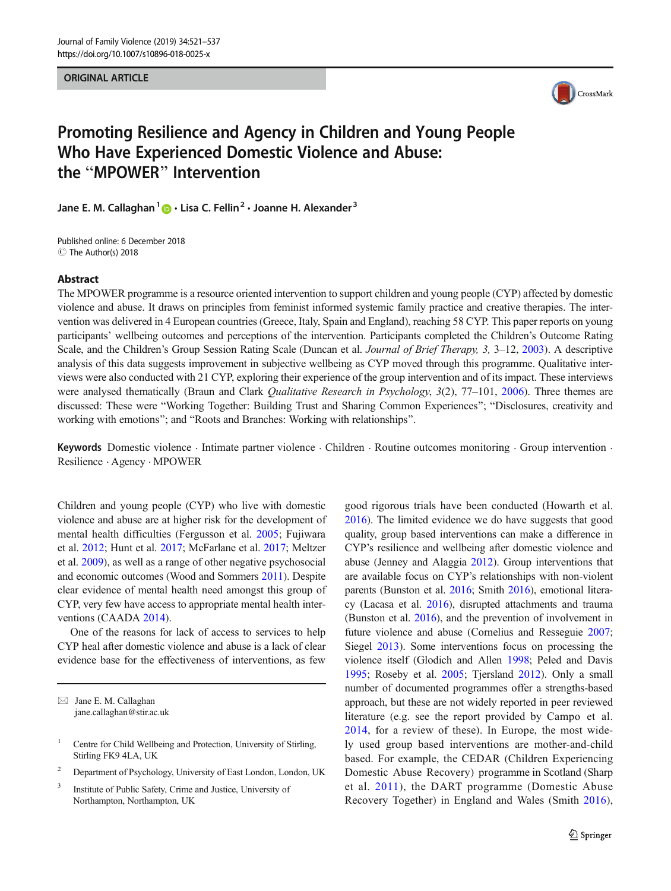ORIGINAL ARTICLE

# Promoting Resilience and Agency in Children and Young People Who Have Experienced Domestic Violence and Abuse: the "MPOWER" Intervention

Jane E. M. Callaghan[1] · Lisa C. Fellin[2] · Joanne H. Alexander[3]

Published online: 6 December 2018
© The Author(s) 2018

## Abstract

The MPOWER programme is a resource oriented intervention to support children and young people (CYP) affected by domestic violence and abuse. It draws on principles from feminist informed systemic family practice and creative therapies. The intervention was delivered in 4 European countries (Greece, Italy, Spain and England), reaching 58 CYP. This paper reports on young participants' wellbeing outcomes and perceptions of the intervention. Participants completed the Children's Outcome Rating Scale, and the Children's Group Session Rating Scale (Duncan et al. *Journal of Brief Therapy, 3,* 3–12, 2003). A descriptive analysis of this data suggests improvement in subjective wellbeing as CYP moved through this programme. Qualitative interviews were also conducted with 21 CYP, exploring their experience of the group intervention and of its impact. These interviews were analysed thematically (Braun and Clark *Qualitative Research in Psychology*, *3*(2), 77–101, 2006). Three themes are discussed: These were "Working Together: Building Trust and Sharing Common Experiences"; "Disclosures, creativity and working with emotions"; and "Roots and Branches: Working with relationships".

**Keywords** Domestic violence · Intimate partner violence · Children · Routine outcomes monitoring · Group intervention · Resilience · Agency · MPOWER

Children and young people (CYP) who live with domestic violence and abuse are at higher risk for the development of mental health difficulties (Fergusson et al. 2005; Fujiwara et al. 2012; Hunt et al. 2017; McFarlane et al. 2017; Meltzer et al. 2009), as well as a range of other negative psychosocial and economic outcomes (Wood and Sommers 2011). Despite clear evidence of mental health need amongst this group of CYP, very few have access to appropriate mental health interventions (CAADA 2014).

One of the reasons for lack of access to services to help CYP heal after domestic violence and abuse is a lack of clear evidence base for the effectiveness of interventions, as few good rigorous trials have been conducted (Howarth et al. 2016). The limited evidence we do have suggests that good quality, group based interventions can make a difference in CYP's resilience and wellbeing after domestic violence and abuse (Jenney and Alaggia 2012). Group interventions that are available focus on CYP's relationships with non-violent parents (Bunston et al. 2016; Smith 2016), emotional literacy (Lacasa et al. 2016), disrupted attachments and trauma (Bunston et al. 2016), and the prevention of involvement in future violence and abuse (Cornelius and Resseguie 2007; Siegel 2013). Some interventions focus on processing the violence itself (Glodich and Allen 1998; Peled and Davis 1995; Roseby et al. 2005; Tjersland 2012). Only a small number of documented programmes offer a strengths-based approach, but these are not widely reported in peer reviewed literature (e.g. see the report provided by Campo et al. 2014, for a review of these). In Europe, the most widely used group based interventions are mother-and-child based. For example, the CEDAR (Children Experiencing Domestic Abuse Recovery) programme in Scotland (Sharp et al. 2011), the DART programme (Domestic Abuse Recovery Together) in England and Wales (Smith 2016),

---

✉ Jane E. M. Callaghan
jane.callaghan@stir.ac.uk

[1] Centre for Child Wellbeing and Protection, University of Stirling, Stirling FK9 4LA, UK

[2] Department of Psychology, University of East London, London, UK

[3] Institute of Public Safety, Crime and Justice, University of Northampton, Northampton, UK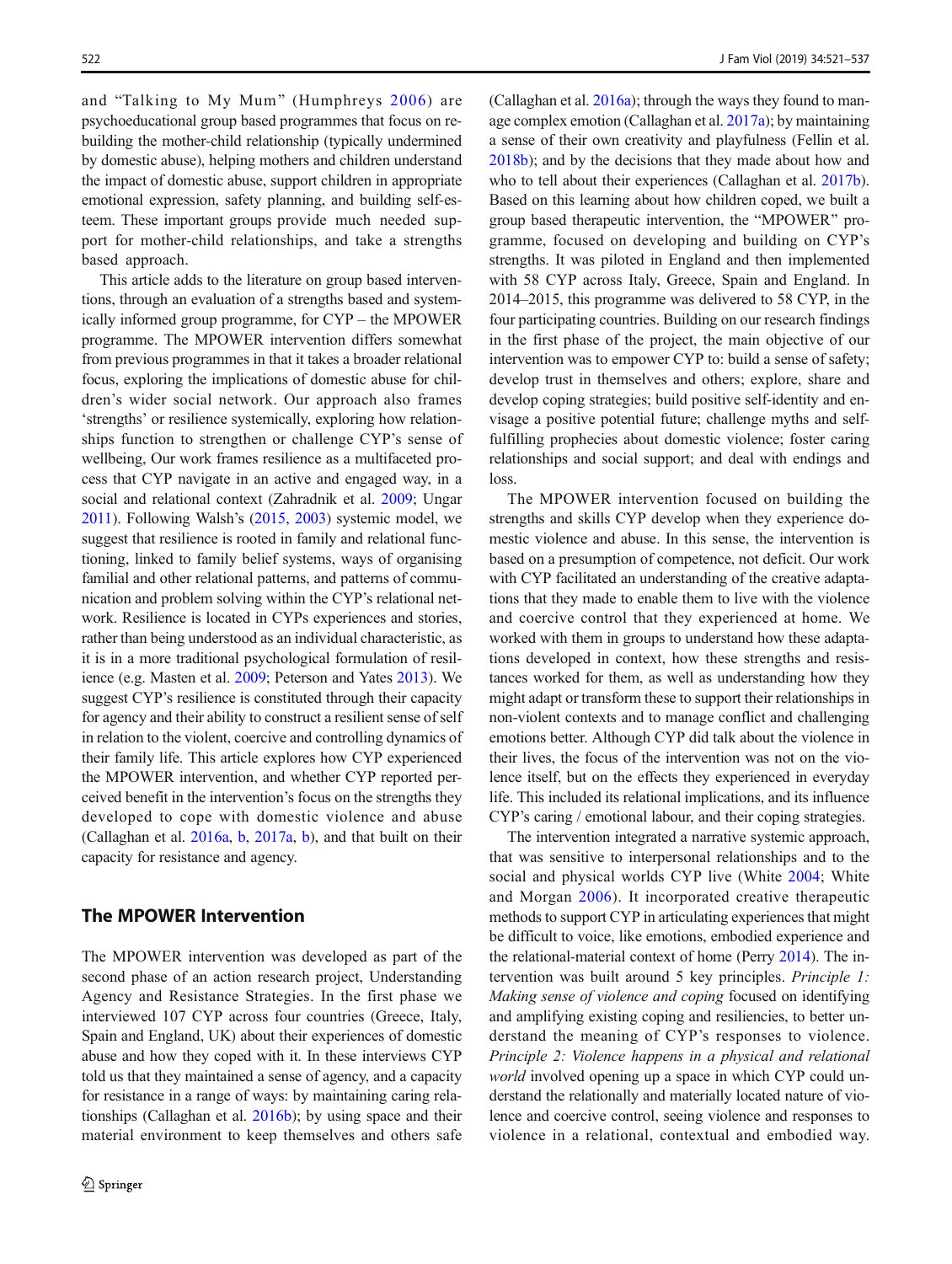and "Talking to My Mum" (Humphreys 2006) are psychoeducational group based programmes that focus on rebuilding the mother-child relationship (typically undermined by domestic abuse), helping mothers and children understand the impact of domestic abuse, support children in appropriate emotional expression, safety planning, and building self-esteem. These important groups provide much needed support for mother-child relationships, and take a strengths based approach.

This article adds to the literature on group based interventions, through an evaluation of a strengths based and systemically informed group programme, for CYP – the MPOWER programme. The MPOWER intervention differs somewhat from previous programmes in that it takes a broader relational focus, exploring the implications of domestic abuse for children's wider social network. Our approach also frames 'strengths' or resilience systemically, exploring how relationships function to strengthen or challenge CYP's sense of wellbeing, Our work frames resilience as a multifaceted process that CYP navigate in an active and engaged way, in a social and relational context (Zahradnik et al. 2009; Ungar 2011). Following Walsh's (2015, 2003) systemic model, we suggest that resilience is rooted in family and relational functioning, linked to family belief systems, ways of organising familial and other relational patterns, and patterns of communication and problem solving within the CYP's relational network. Resilience is located in CYPs experiences and stories, rather than being understood as an individual characteristic, as it is in a more traditional psychological formulation of resilience (e.g. Masten et al. 2009; Peterson and Yates 2013). We suggest CYP's resilience is constituted through their capacity for agency and their ability to construct a resilient sense of self in relation to the violent, coercive and controlling dynamics of their family life. This article explores how CYP experienced the MPOWER intervention, and whether CYP reported perceived benefit in the intervention's focus on the strengths they developed to cope with domestic violence and abuse (Callaghan et al. 2016a, b, 2017a, b), and that built on their capacity for resistance and agency.

## The MPOWER Intervention

The MPOWER intervention was developed as part of the second phase of an action research project, Understanding Agency and Resistance Strategies. In the first phase we interviewed 107 CYP across four countries (Greece, Italy, Spain and England, UK) about their experiences of domestic abuse and how they coped with it. In these interviews CYP told us that they maintained a sense of agency, and a capacity for resistance in a range of ways: by maintaining caring relationships (Callaghan et al. 2016b); by using space and their material environment to keep themselves and others safe (Callaghan et al. 2016a); through the ways they found to manage complex emotion (Callaghan et al. 2017a); by maintaining a sense of their own creativity and playfulness (Fellin et al. 2018b); and by the decisions that they made about how and who to tell about their experiences (Callaghan et al. 2017b). Based on this learning about how children coped, we built a group based therapeutic intervention, the "MPOWER" programme, focused on developing and building on CYP's strengths. It was piloted in England and then implemented with 58 CYP across Italy, Greece, Spain and England. In 2014–2015, this programme was delivered to 58 CYP, in the four participating countries. Building on our research findings in the first phase of the project, the main objective of our intervention was to empower CYP to: build a sense of safety; develop trust in themselves and others; explore, share and develop coping strategies; build positive self-identity and envisage a positive potential future; challenge myths and self-fulfilling prophecies about domestic violence; foster caring relationships and social support; and deal with endings and loss.

The MPOWER intervention focused on building the strengths and skills CYP develop when they experience domestic violence and abuse. In this sense, the intervention is based on a presumption of competence, not deficit. Our work with CYP facilitated an understanding of the creative adaptations that they made to enable them to live with the violence and coercive control that they experienced at home. We worked with them in groups to understand how these adaptations developed in context, how these strengths and resistances worked for them, as well as understanding how they might adapt or transform these to support their relationships in non-violent contexts and to manage conflict and challenging emotions better. Although CYP did talk about the violence in their lives, the focus of the intervention was not on the violence itself, but on the effects they experienced in everyday life. This included its relational implications, and its influence CYP's caring / emotional labour, and their coping strategies.

The intervention integrated a narrative systemic approach, that was sensitive to interpersonal relationships and to the social and physical worlds CYP live (White 2004; White and Morgan 2006). It incorporated creative therapeutic methods to support CYP in articulating experiences that might be difficult to voice, like emotions, embodied experience and the relational-material context of home (Perry 2014). The intervention was built around 5 key principles. *Principle 1: Making sense of violence and coping* focused on identifying and amplifying existing coping and resiliencies, to better understand the meaning of CYP's responses to violence. *Principle 2: Violence happens in a physical and relational world* involved opening up a space in which CYP could understand the relationally and materially located nature of violence and coercive control, seeing violence and responses to violence in a relational, contextual and embodied way.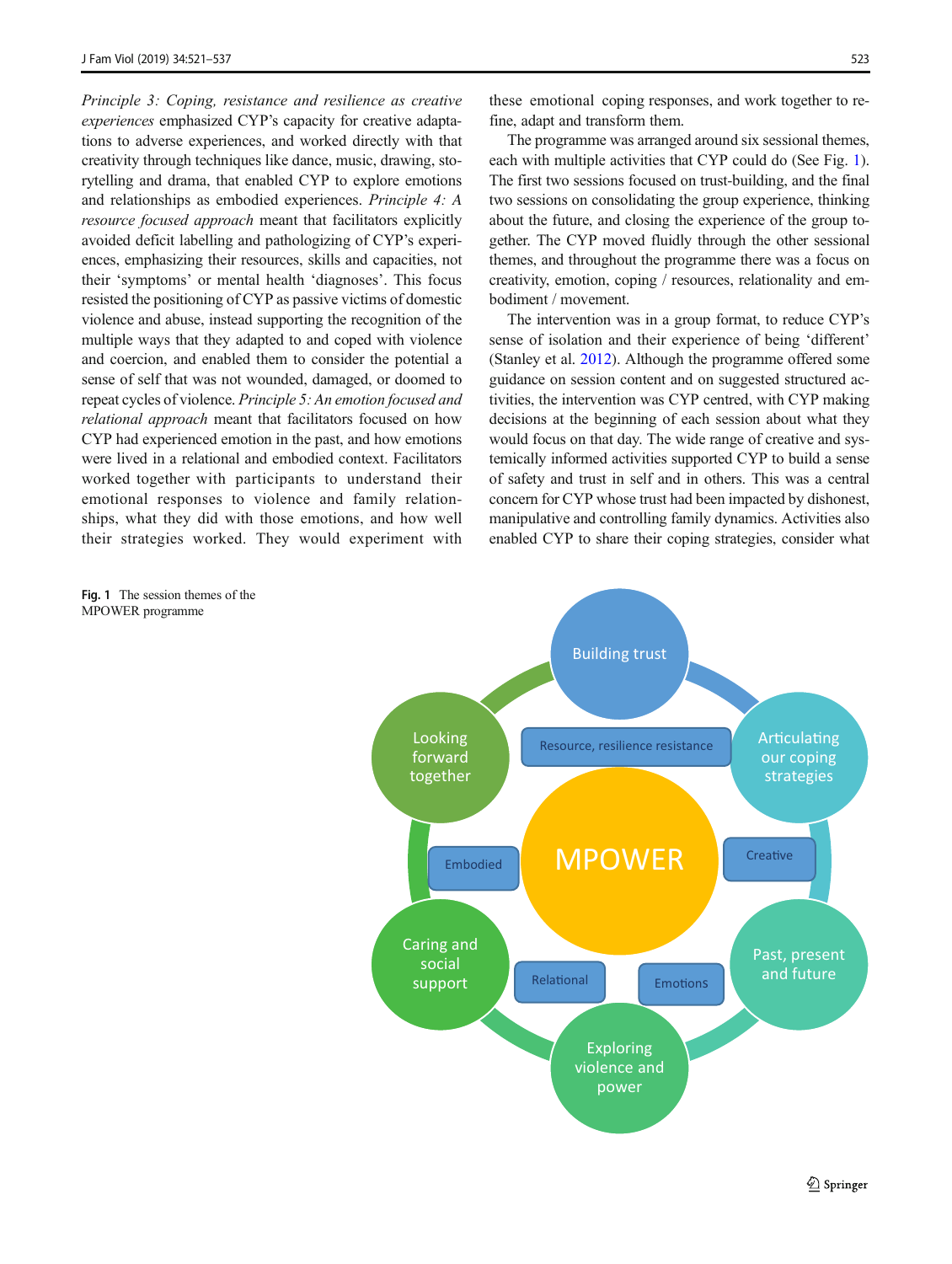*Principle 3: Coping, resistance and resilience as creative experiences* emphasized CYP's capacity for creative adaptations to adverse experiences, and worked directly with that creativity through techniques like dance, music, drawing, storytelling and drama, that enabled CYP to explore emotions and relationships as embodied experiences. *Principle 4: A resource focused approach* meant that facilitators explicitly avoided deficit labelling and pathologizing of CYP's experiences, emphasizing their resources, skills and capacities, not their 'symptoms' or mental health 'diagnoses'. This focus resisted the positioning of CYP as passive victims of domestic violence and abuse, instead supporting the recognition of the multiple ways that they adapted to and coped with violence and coercion, and enabled them to consider the potential a sense of self that was not wounded, damaged, or doomed to repeat cycles of violence. *Principle 5: An emotion focused and relational approach* meant that facilitators focused on how CYP had experienced emotion in the past, and how emotions were lived in a relational and embodied context. Facilitators worked together with participants to understand their emotional responses to violence and family relationships, what they did with those emotions, and how well their strategies worked. They would experiment with these emotional coping responses, and work together to refine, adapt and transform them.

The programme was arranged around six sessional themes, each with multiple activities that CYP could do (See Fig. 1). The first two sessions focused on trust-building, and the final two sessions on consolidating the group experience, thinking about the future, and closing the experience of the group together. The CYP moved fluidly through the other sessional themes, and throughout the programme there was a focus on creativity, emotion, coping / resources, relationality and embodiment / movement.

The intervention was in a group format, to reduce CYP's sense of isolation and their experience of being 'different' (Stanley et al. 2012). Although the programme offered some guidance on session content and on suggested structured activities, the intervention was CYP centred, with CYP making decisions at the beginning of each session about what they would focus on that day. The wide range of creative and systemically informed activities supported CYP to build a sense of safety and trust in self and in others. This was a central concern for CYP whose trust had been impacted by dishonest, manipulative and controlling family dynamics. Activities also enabled CYP to share their coping strategies, consider what

MPOWER

Building trust

Articulating our coping strategies

Past, present and future

Exploring violence and power

Caring and social support

Looking forward together

Resource, resilience resistance

Creative

Emotions

Relational

Embodied

**Fig. 1** The session themes of the MPOWER programme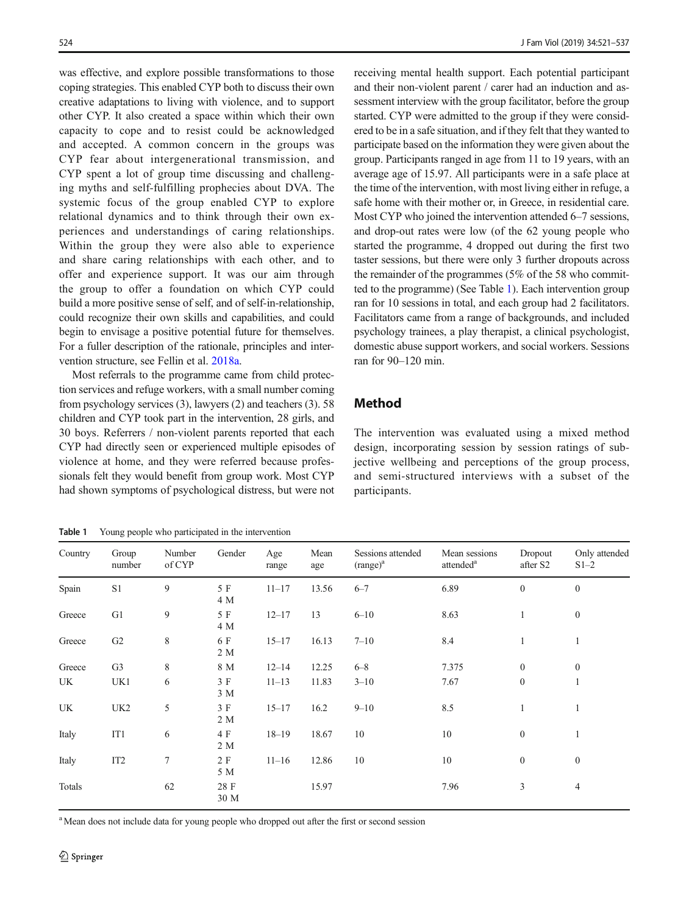was effective, and explore possible transformations to those coping strategies. This enabled CYP both to discuss their own creative adaptations to living with violence, and to support other CYP. It also created a space within which their own capacity to cope and to resist could be acknowledged and accepted. A common concern in the groups was CYP fear about intergenerational transmission, and CYP spent a lot of group time discussing and challenging myths and self-fulfilling prophecies about DVA. The systemic focus of the group enabled CYP to explore relational dynamics and to think through their own experiences and understandings of caring relationships. Within the group they were also able to experience and share caring relationships with each other, and to offer and experience support. It was our aim through the group to offer a foundation on which CYP could build a more positive sense of self, and of self-in-relationship, could recognize their own skills and capabilities, and could begin to envisage a positive potential future for themselves. For a fuller description of the rationale, principles and intervention structure, see Fellin et al. 2018a.

Most referrals to the programme came from child protection services and refuge workers, with a small number coming from psychology services (3), lawyers (2) and teachers (3). 58 children and CYP took part in the intervention, 28 girls, and 30 boys. Referrers / non-violent parents reported that each CYP had directly seen or experienced multiple episodes of violence at home, and they were referred because professionals felt they would benefit from group work. Most CYP had shown symptoms of psychological distress, but were not receiving mental health support. Each potential participant and their non-violent parent / carer had an induction and assessment interview with the group facilitator, before the group started. CYP were admitted to the group if they were considered to be in a safe situation, and if they felt that they wanted to participate based on the information they were given about the group. Participants ranged in age from 11 to 19 years, with an average age of 15.97. All participants were in a safe place at the time of the intervention, with most living either in refuge, a safe home with their mother or, in Greece, in residential care. Most CYP who joined the intervention attended 6–7 sessions, and drop-out rates were low (of the 62 young people who started the programme, 4 dropped out during the first two taster sessions, but there were only 3 further dropouts across the remainder of the programmes (5% of the 58 who committed to the programme) (See Table 1). Each intervention group ran for 10 sessions in total, and each group had 2 facilitators. Facilitators came from a range of backgrounds, and included psychology trainees, a play therapist, a clinical psychologist, domestic abuse support workers, and social workers. Sessions ran for 90–120 min.

## Method

The intervention was evaluated using a mixed method design, incorporating session by session ratings of subjective wellbeing and perceptions of the group process, and semi-structured interviews with a subset of the participants.

**Table 1** Young people who participated in the intervention

| Country | Group number | Number of CYP | Gender | Age range | Mean age | Sessions attended (range)[a] | Mean sessions attended[a] | Dropout after S2 | Only attended S1–2 |
|---|---|---|---|---|---|---|---|---|---|
| Spain | S1 | 9 | 5 F<br>4 M | 11–17 | 13.56 | 6–7 | 6.89 | 0 | 0 |
| Greece | G1 | 9 | 5 F<br>4 M | 12–17 | 13 | 6–10 | 8.63 | 1 | 0 |
| Greece | G2 | 8 | 6 F<br>2 M | 15–17 | 16.13 | 7–10 | 8.4 | 1 | 1 |
| Greece | G3 | 8 | 8 M | 12–14 | 12.25 | 6–8 | 7.375 | 0 | 0 |
| UK | UK1 | 6 | 3 F<br>3 M | 11–13 | 11.83 | 3–10 | 7.67 | 0 | 1 |
| UK | UK2 | 5 | 3 F<br>2 M | 15–17 | 16.2 | 9–10 | 8.5 | 1 | 1 |
| Italy | IT1 | 6 | 4 F<br>2 M | 18–19 | 18.67 | 10 | 10 | 0 | 1 |
| Italy | IT2 | 7 | 2 F<br>5 M | 11–16 | 12.86 | 10 | 10 | 0 | 0 |
| Totals | | 62 | 28 F<br>30 M | | 15.97 | | 7.96 | 3 | 4 |

[a] Mean does not include data for young people who dropped out after the first or second session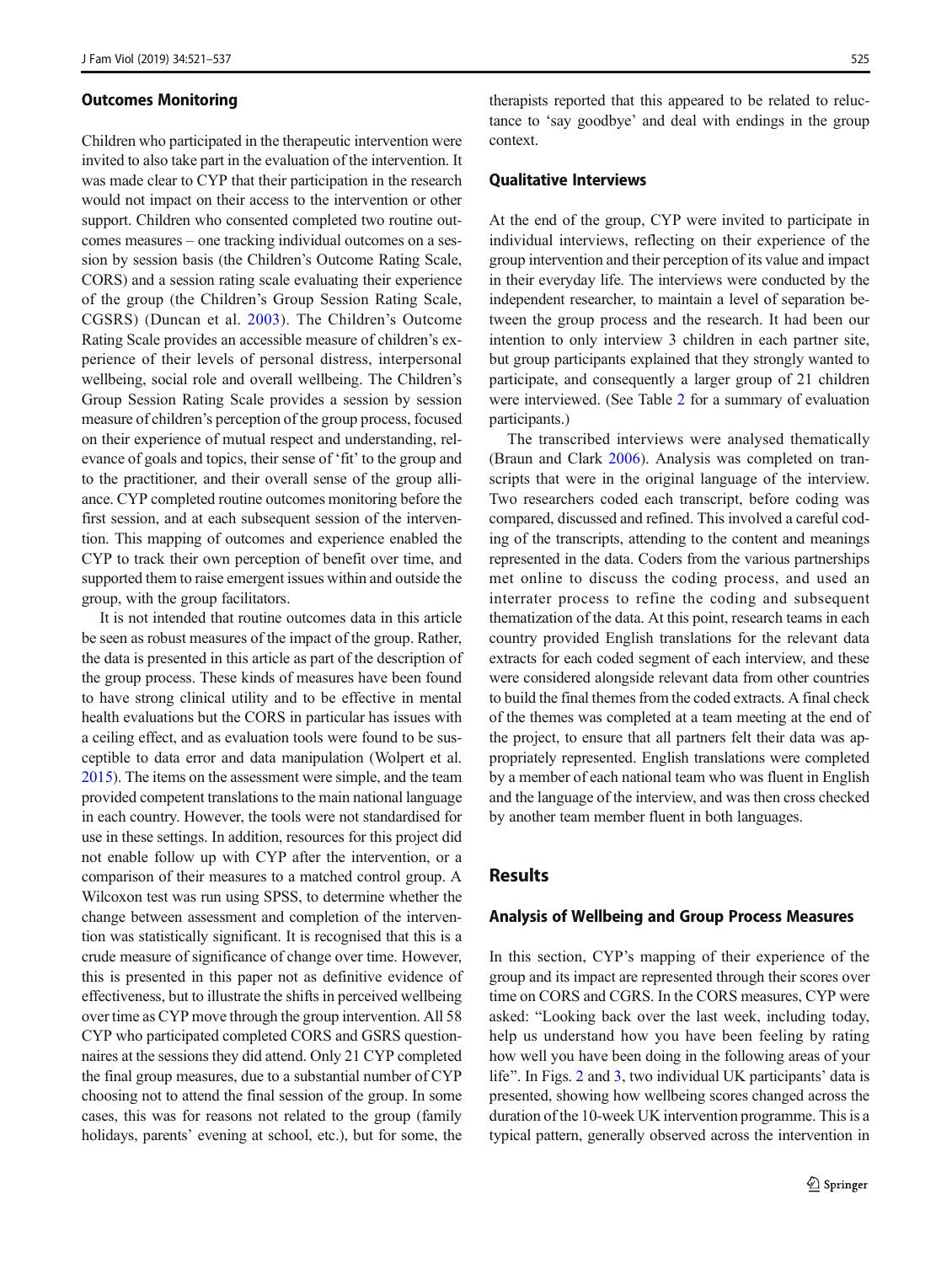### Outcomes Monitoring

Children who participated in the therapeutic intervention were invited to also take part in the evaluation of the intervention. It was made clear to CYP that their participation in the research would not impact on their access to the intervention or other support. Children who consented completed two routine outcomes measures – one tracking individual outcomes on a session by session basis (the Children's Outcome Rating Scale, CORS) and a session rating scale evaluating their experience of the group (the Children's Group Session Rating Scale, CGSRS) (Duncan et al. 2003). The Children's Outcome Rating Scale provides an accessible measure of children's experience of their levels of personal distress, interpersonal wellbeing, social role and overall wellbeing. The Children's Group Session Rating Scale provides a session by session measure of children's perception of the group process, focused on their experience of mutual respect and understanding, relevance of goals and topics, their sense of 'fit' to the group and to the practitioner, and their overall sense of the group alliance. CYP completed routine outcomes monitoring before the first session, and at each subsequent session of the intervention. This mapping of outcomes and experience enabled the CYP to track their own perception of benefit over time, and supported them to raise emergent issues within and outside the group, with the group facilitators.

It is not intended that routine outcomes data in this article be seen as robust measures of the impact of the group. Rather, the data is presented in this article as part of the description of the group process. These kinds of measures have been found to have strong clinical utility and to be effective in mental health evaluations but the CORS in particular has issues with a ceiling effect, and as evaluation tools were found to be susceptible to data error and data manipulation (Wolpert et al. 2015). The items on the assessment were simple, and the team provided competent translations to the main national language in each country. However, the tools were not standardised for use in these settings. In addition, resources for this project did not enable follow up with CYP after the intervention, or a comparison of their measures to a matched control group. A Wilcoxon test was run using SPSS, to determine whether the change between assessment and completion of the intervention was statistically significant. It is recognised that this is a crude measure of significance of change over time. However, this is presented in this paper not as definitive evidence of effectiveness, but to illustrate the shifts in perceived wellbeing over time as CYP move through the group intervention. All 58 CYP who participated completed CORS and GSRS questionnaires at the sessions they did attend. Only 21 CYP completed the final group measures, due to a substantial number of CYP choosing not to attend the final session of the group. In some cases, this was for reasons not related to the group (family holidays, parents' evening at school, etc.), but for some, the therapists reported that this appeared to be related to reluctance to 'say goodbye' and deal with endings in the group context.

### Qualitative Interviews

At the end of the group, CYP were invited to participate in individual interviews, reflecting on their experience of the group intervention and their perception of its value and impact in their everyday life. The interviews were conducted by the independent researcher, to maintain a level of separation between the group process and the research. It had been our intention to only interview 3 children in each partner site, but group participants explained that they strongly wanted to participate, and consequently a larger group of 21 children were interviewed. (See Table 2 for a summary of evaluation participants.)

The transcribed interviews were analysed thematically (Braun and Clark 2006). Analysis was completed on transcripts that were in the original language of the interview. Two researchers coded each transcript, before coding was compared, discussed and refined. This involved a careful coding of the transcripts, attending to the content and meanings represented in the data. Coders from the various partnerships met online to discuss the coding process, and used an interrater process to refine the coding and subsequent thematization of the data. At this point, research teams in each country provided English translations for the relevant data extracts for each coded segment of each interview, and these were considered alongside relevant data from other countries to build the final themes from the coded extracts. A final check of the themes was completed at a team meeting at the end of the project, to ensure that all partners felt their data was appropriately represented. English translations were completed by a member of each national team who was fluent in English and the language of the interview, and was then cross checked by another team member fluent in both languages.

## Results

### Analysis of Wellbeing and Group Process Measures

In this section, CYP's mapping of their experience of the group and its impact are represented through their scores over time on CORS and CGRS. In the CORS measures, CYP were asked: "Looking back over the last week, including today, help us understand how you have been feeling by rating how well you have been doing in the following areas of your life". In Figs. 2 and 3, two individual UK participants' data is presented, showing how wellbeing scores changed across the duration of the 10-week UK intervention programme. This is a typical pattern, generally observed across the intervention in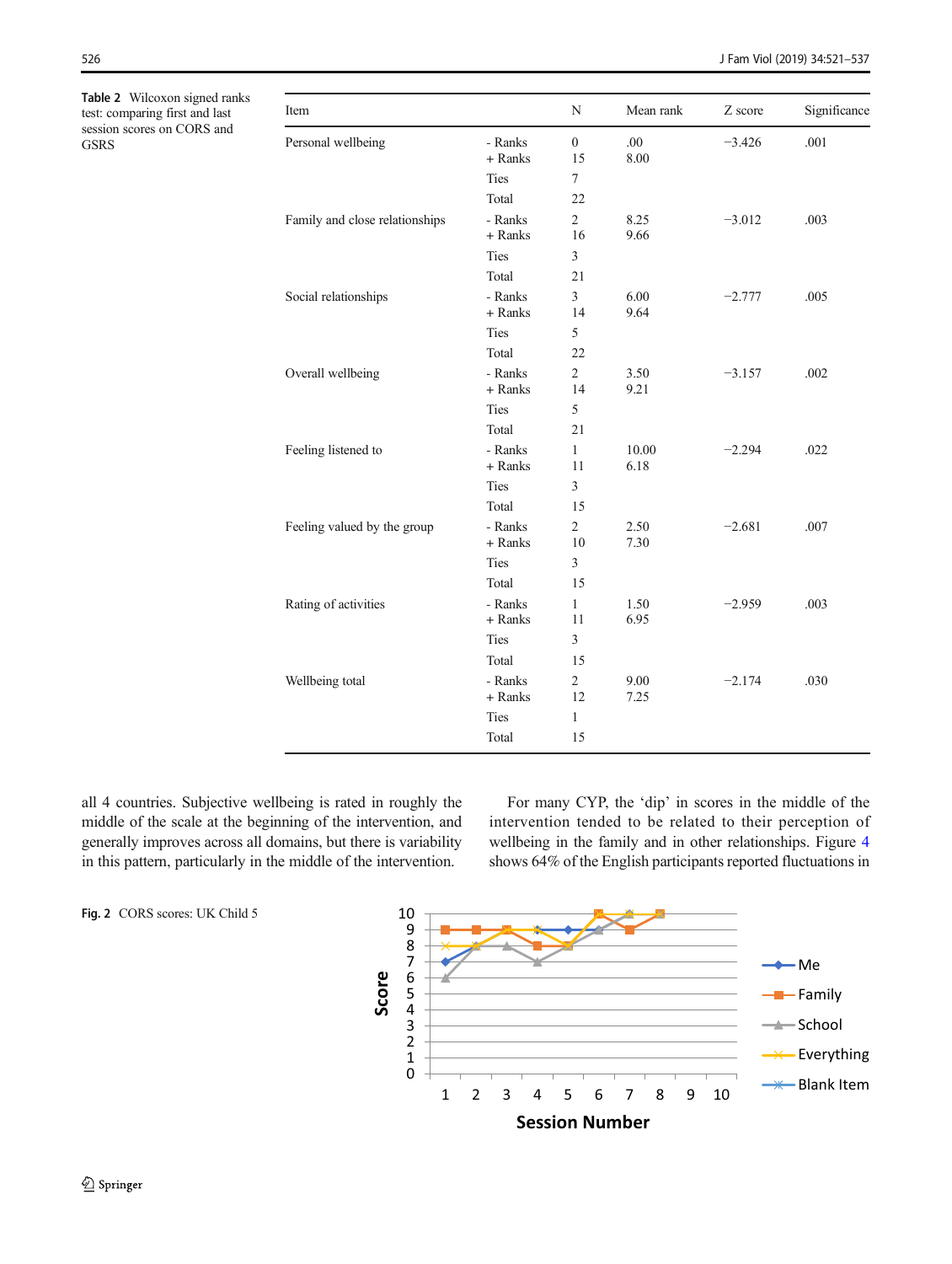Table 2 Wilcoxon signed ranks test: comparing first and last session scores on CORS and GSRS

| Item | | N | Mean rank | Z score | Significance |
|---|---|---|---|---|---|
| Personal wellbeing | - Ranks | 0 | .00 | −3.426 | .001 |
| | + Ranks | 15 | 8.00 | | |
| | Ties | 7 | | | |
| | Total | 22 | | | |
| Family and close relationships | - Ranks | 2 | 8.25 | −3.012 | .003 |
| | + Ranks | 16 | 9.66 | | |
| | Ties | 3 | | | |
| | Total | 21 | | | |
| Social relationships | - Ranks | 3 | 6.00 | −2.777 | .005 |
| | + Ranks | 14 | 9.64 | | |
| | Ties | 5 | | | |
| | Total | 22 | | | |
| Overall wellbeing | - Ranks | 2 | 3.50 | −3.157 | .002 |
| | + Ranks | 14 | 9.21 | | |
| | Ties | 5 | | | |
| | Total | 21 | | | |
| Feeling listened to | - Ranks | 1 | 10.00 | −2.294 | .022 |
| | + Ranks | 11 | 6.18 | | |
| | Ties | 3 | | | |
| | Total | 15 | | | |
| Feeling valued by the group | - Ranks | 2 | 2.50 | −2.681 | .007 |
| | + Ranks | 10 | 7.30 | | |
| | Ties | 3 | | | |
| | Total | 15 | | | |
| Rating of activities | - Ranks | 1 | 1.50 | −2.959 | .003 |
| | + Ranks | 11 | 6.95 | | |
| | Ties | 3 | | | |
| | Total | 15 | | | |
| Wellbeing total | - Ranks | 2 | 9.00 | −2.174 | .030 |
| | + Ranks | 12 | 7.25 | | |
| | Ties | 1 | | | |
| | Total | 15 | | | |

all 4 countries. Subjective wellbeing is rated in roughly the middle of the scale at the beginning of the intervention, and generally improves across all domains, but there is variability in this pattern, particularly in the middle of the intervention.

For many CYP, the 'dip' in scores in the middle of the intervention tended to be related to their perception of wellbeing in the family and in other relationships. Figure 4 shows 64% of the English participants reported fluctuations in

Fig. 2 CORS scores: UK Child 5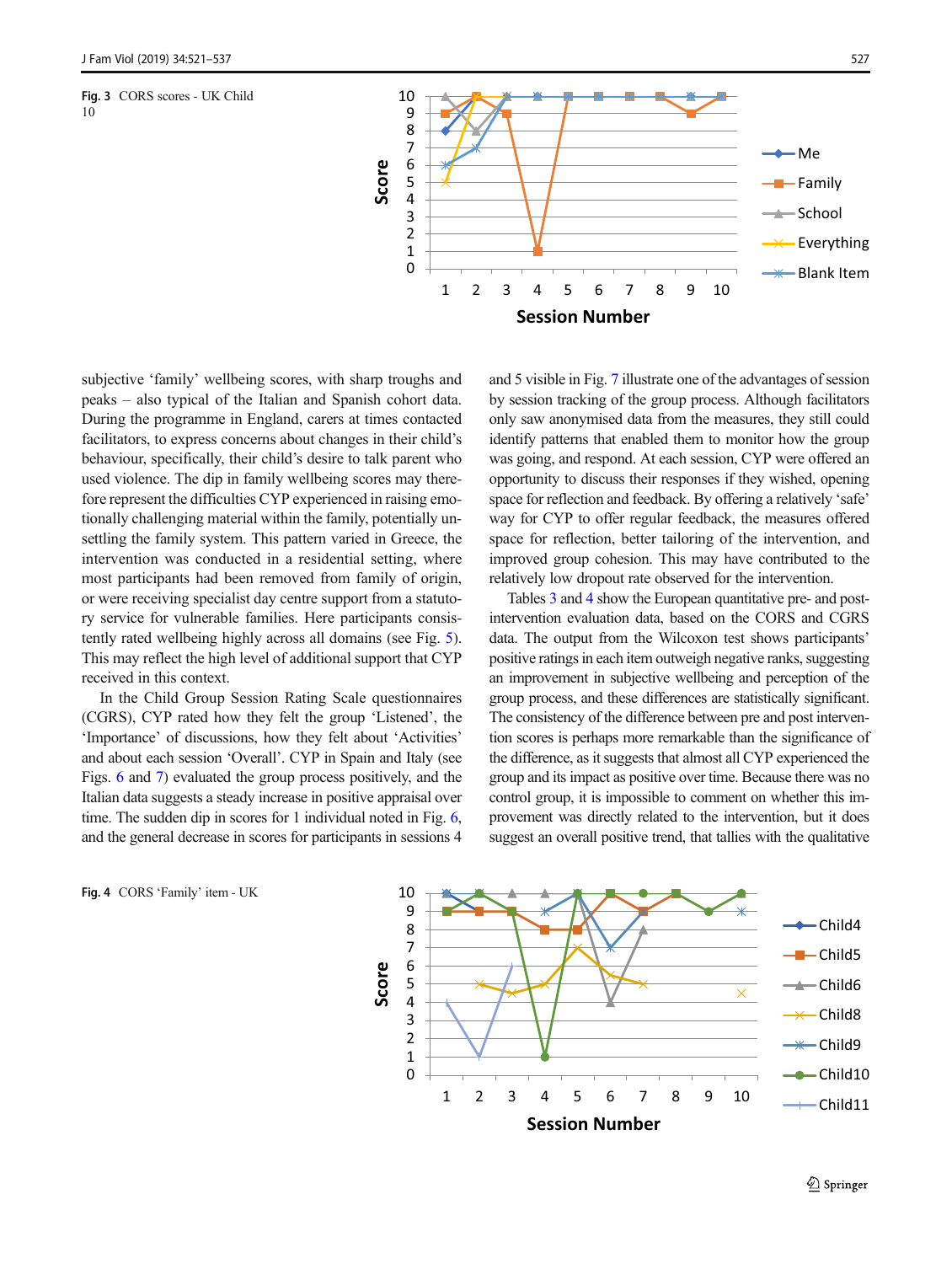Fig. 3 CORS scores - UK Child 10

subjective 'family' wellbeing scores, with sharp troughs and peaks – also typical of the Italian and Spanish cohort data. During the programme in England, carers at times contacted facilitators, to express concerns about changes in their child's behaviour, specifically, their child's desire to talk parent who used violence. The dip in family wellbeing scores may therefore represent the difficulties CYP experienced in raising emotionally challenging material within the family, potentially unsettling the family system. This pattern varied in Greece, the intervention was conducted in a residential setting, where most participants had been removed from family of origin, or were receiving specialist day centre support from a statutory service for vulnerable families. Here participants consistently rated wellbeing highly across all domains (see Fig. 5). This may reflect the high level of additional support that CYP received in this context.

In the Child Group Session Rating Scale questionnaires (CGRS), CYP rated how they felt the group 'Listened', the 'Importance' of discussions, how they felt about 'Activities' and about each session 'Overall'. CYP in Spain and Italy (see Figs. 6 and 7) evaluated the group process positively, and the Italian data suggests a steady increase in positive appraisal over time. The sudden dip in scores for 1 individual noted in Fig. 6, and the general decrease in scores for participants in sessions 4 and 5 visible in Fig. 7 illustrate one of the advantages of session by session tracking of the group process. Although facilitators only saw anonymised data from the measures, they still could identify patterns that enabled them to monitor how the group was going, and respond. At each session, CYP were offered an opportunity to discuss their responses if they wished, opening space for reflection and feedback. By offering a relatively 'safe' way for CYP to offer regular feedback, the measures offered space for reflection, better tailoring of the intervention, and improved group cohesion. This may have contributed to the relatively low dropout rate observed for the intervention.

Tables 3 and 4 show the European quantitative pre- and post-intervention evaluation data, based on the CORS and CGRS data. The output from the Wilcoxon test shows participants' positive ratings in each item outweigh negative ranks, suggesting an improvement in subjective wellbeing and perception of the group process, and these differences are statistically significant. The consistency of the difference between pre and post intervention scores is perhaps more remarkable than the significance of the difference, as it suggests that almost all CYP experienced the group and its impact as positive over time. Because there was no control group, it is impossible to comment on whether this improvement was directly related to the intervention, but it does suggest an overall positive trend, that tallies with the qualitative

Fig. 4 CORS 'Family' item - UK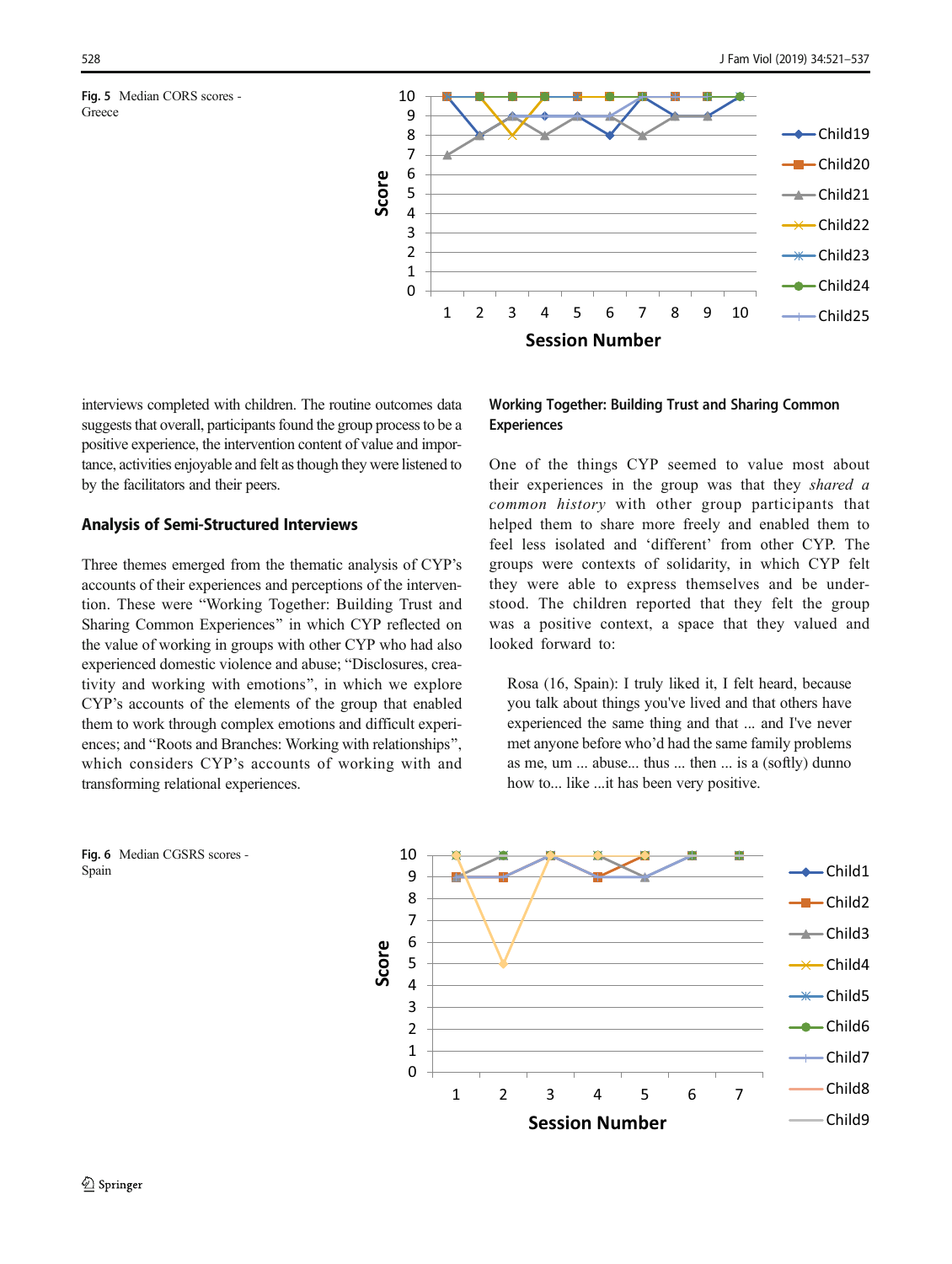Fig. 5 Median CORS scores - Greece

interviews completed with children. The routine outcomes data suggests that overall, participants found the group process to be a positive experience, the intervention content of value and importance, activities enjoyable and felt as though they were listened to by the facilitators and their peers.

## Analysis of Semi-Structured Interviews

Three themes emerged from the thematic analysis of CYP's accounts of their experiences and perceptions of the intervention. These were "Working Together: Building Trust and Sharing Common Experiences" in which CYP reflected on the value of working in groups with other CYP who had also experienced domestic violence and abuse; "Disclosures, creativity and working with emotions", in which we explore CYP's accounts of the elements of the group that enabled them to work through complex emotions and difficult experiences; and "Roots and Branches: Working with relationships", which considers CYP's accounts of working with and transforming relational experiences.

### Working Together: Building Trust and Sharing Common Experiences

One of the things CYP seemed to value most about their experiences in the group was that they *shared a common history* with other group participants that helped them to share more freely and enabled them to feel less isolated and 'different' from other CYP. The groups were contexts of solidarity, in which CYP felt they were able to express themselves and be understood. The children reported that they felt the group was a positive context, a space that they valued and looked forward to:

> Rosa (16, Spain): I truly liked it, I felt heard, because you talk about things you've lived and that others have experienced the same thing and that ... and I've never met anyone before who'd had the same family problems as me, um ... abuse... thus ... then ... is a (softly) dunno how to... like ...it has been very positive.

Fig. 6 Median CGSRS scores - Spain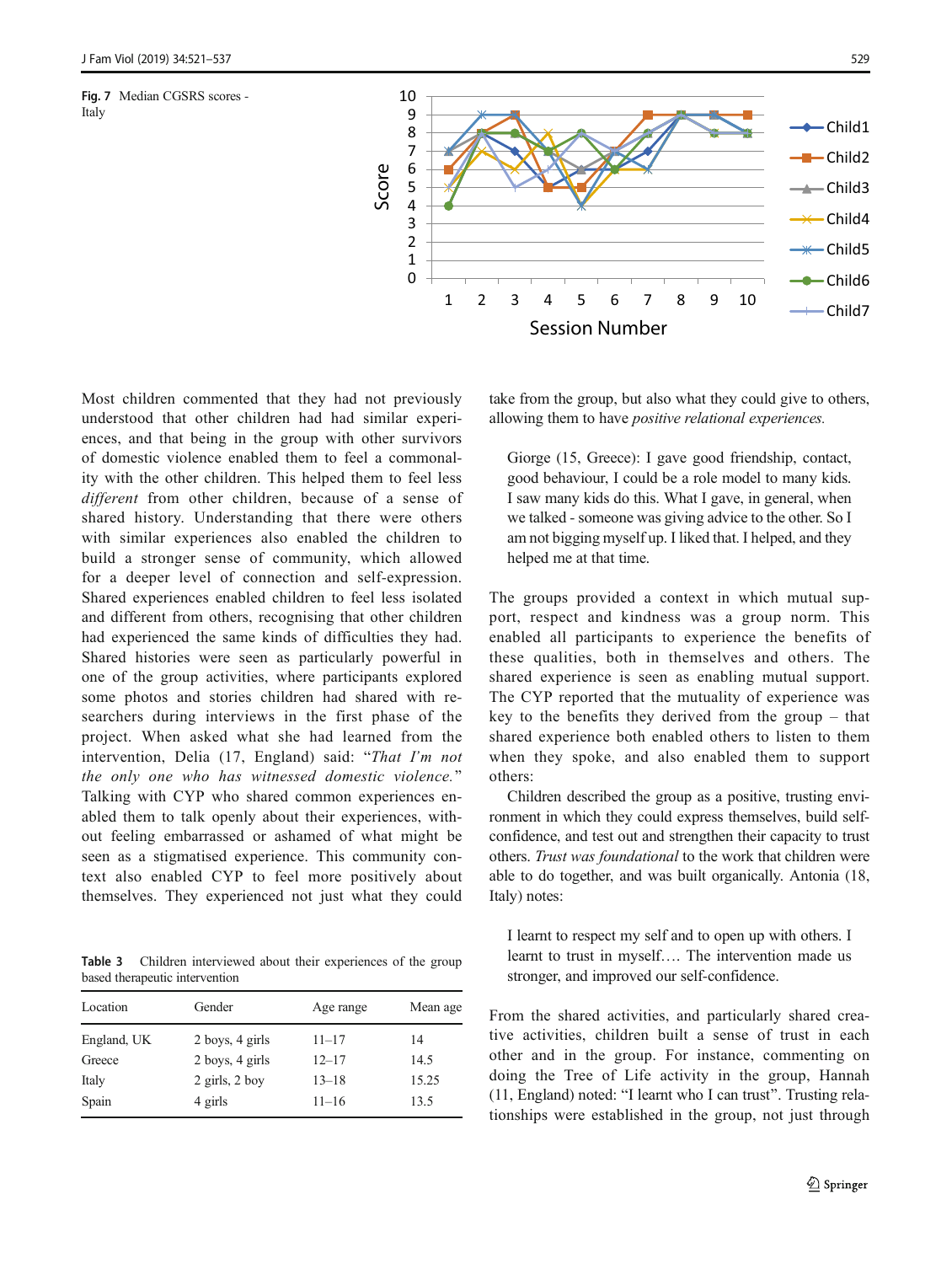Fig. 7 Median CGSRS scores - Italy

Most children commented that they had not previously understood that other children had had similar experiences, and that being in the group with other survivors of domestic violence enabled them to feel a commonality with the other children. This helped them to feel less *different* from other children, because of a sense of shared history. Understanding that there were others with similar experiences also enabled the children to build a stronger sense of community, which allowed for a deeper level of connection and self-expression. Shared experiences enabled children to feel less isolated and different from others, recognising that other children had experienced the same kinds of difficulties they had. Shared histories were seen as particularly powerful in one of the group activities, where participants explored some photos and stories children had shared with researchers during interviews in the first phase of the project. When asked what she had learned from the intervention, Delia (17, England) said: "*That I'm not the only one who has witnessed domestic violence.*" Talking with CYP who shared common experiences enabled them to talk openly about their experiences, without feeling embarrassed or ashamed of what might be seen as a stigmatised experience. This community context also enabled CYP to feel more positively about themselves. They experienced not just what they could take from the group, but also what they could give to others, allowing them to have *positive relational experiences.*

> Giorge (15, Greece): I gave good friendship, contact, good behaviour, I could be a role model to many kids. I saw many kids do this. What I gave, in general, when we talked - someone was giving advice to the other. So I am not bigging myself up. I liked that. I helped, and they helped me at that time.

The groups provided a context in which mutual support, respect and kindness was a group norm. This enabled all participants to experience the benefits of these qualities, both in themselves and others. The shared experience is seen as enabling mutual support. The CYP reported that the mutuality of experience was key to the benefits they derived from the group – that shared experience both enabled others to listen to them when they spoke, and also enabled them to support others.

Children described the group as a positive, trusting environment in which they could express themselves, build self-confidence, and test out and strengthen their capacity to trust others. *Trust was foundational* to the work that children were able to do together, and was built organically. Antonia (18, Italy) notes:

> I learnt to respect my self and to open up with others. I learnt to trust in myself.… The intervention made us stronger, and improved our self-confidence.

From the shared activities, and particularly shared creative activities, children built a sense of trust in each other and in the group. For instance, commenting on doing the Tree of Life activity in the group, Hannah (11, England) noted: "I learnt who I can trust". Trusting relationships were established in the group, not just through

Table 3 Children interviewed about their experiences of the group based therapeutic intervention

| Location | Gender | Age range | Mean age |
|---|---|---|---|
| England, UK | 2 boys, 4 girls | 11–17 | 14 |
| Greece | 2 boys, 4 girls | 12–17 | 14.5 |
| Italy | 2 girls, 2 boy | 13–18 | 15.25 |
| Spain | 4 girls | 11–16 | 13.5 |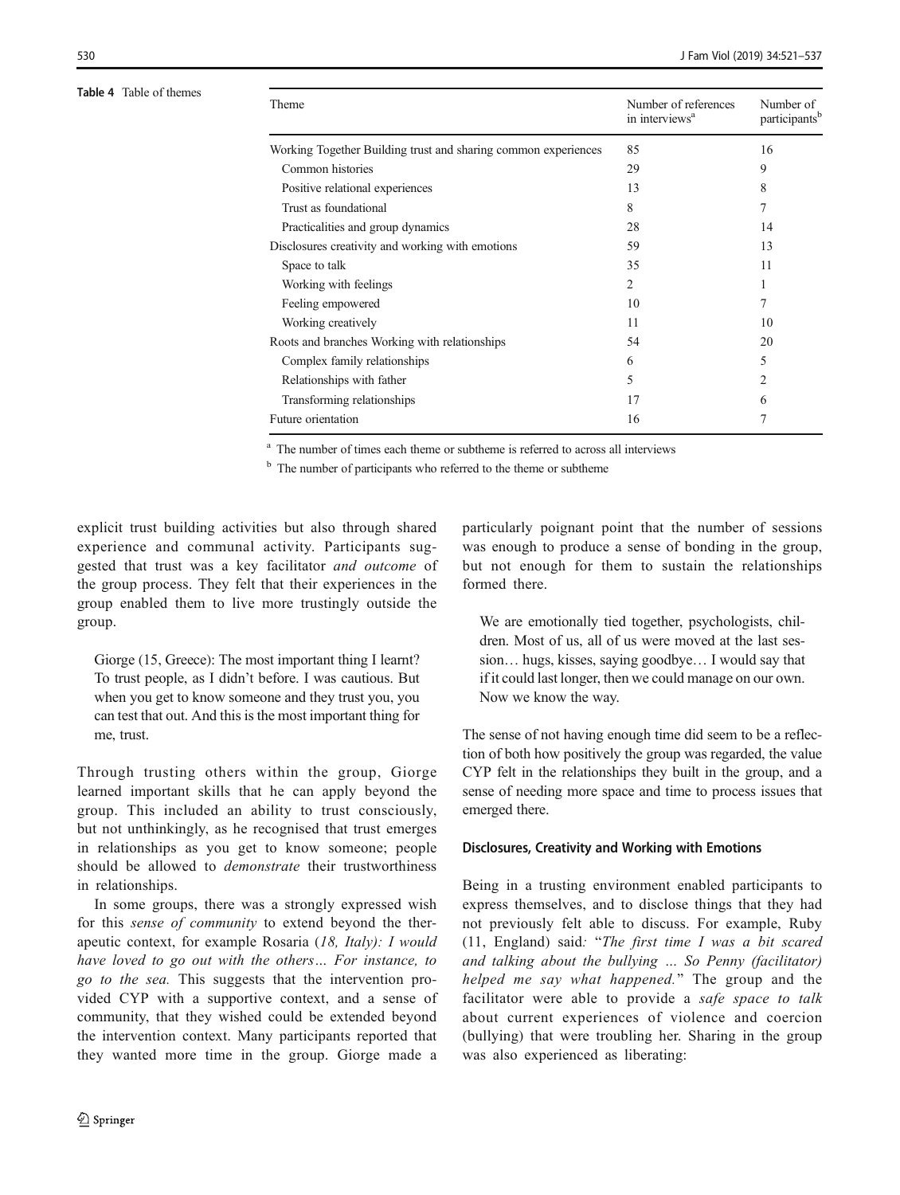**Table 4** Table of themes

| Theme | Number of references in interviews[a] | Number of participants[b] |
|---|---|---|
| Working Together Building trust and sharing common experiences | 85 | 16 |
| Common histories | 29 | 9 |
| Positive relational experiences | 13 | 8 |
| Trust as foundational | 8 | 7 |
| Practicalities and group dynamics | 28 | 14 |
| Disclosures creativity and working with emotions | 59 | 13 |
| Space to talk | 35 | 11 |
| Working with feelings | 2 | 1 |
| Feeling empowered | 10 | 7 |
| Working creatively | 11 | 10 |
| Roots and branches Working with relationships | 54 | 20 |
| Complex family relationships | 6 | 5 |
| Relationships with father | 5 | 2 |
| Transforming relationships | 17 | 6 |
| Future orientation | 16 | 7 |

[a] The number of times each theme or subtheme is referred to across all interviews

[b] The number of participants who referred to the theme or subtheme

explicit trust building activities but also through shared experience and communal activity. Participants suggested that trust was a key facilitator *and outcome* of the group process. They felt that their experiences in the group enabled them to live more trustingly outside the group.

> Giorge (15, Greece): The most important thing I learnt? To trust people, as I didn't before. I was cautious. But when you get to know someone and they trust you, you can test that out. And this is the most important thing for me, trust.

Through trusting others within the group, Giorge learned important skills that he can apply beyond the group. This included an ability to trust consciously, but not unthinkingly, as he recognised that trust emerges in relationships as you get to know someone; people should be allowed to *demonstrate* their trustworthiness in relationships.

In some groups, there was a strongly expressed wish for this *sense of community* to extend beyond the therapeutic context, for example Rosaria (*18, Italy): I would have loved to go out with the others… For instance, to go to the sea.* This suggests that the intervention provided CYP with a supportive context, and a sense of community, that they wished could be extended beyond the intervention context. Many participants reported that they wanted more time in the group. Giorge made a particularly poignant point that the number of sessions was enough to produce a sense of bonding in the group, but not enough for them to sustain the relationships formed there.

> We are emotionally tied together, psychologists, children. Most of us, all of us were moved at the last session… hugs, kisses, saying goodbye… I would say that if it could last longer, then we could manage on our own. Now we know the way.

The sense of not having enough time did seem to be a reflection of both how positively the group was regarded, the value CYP felt in the relationships they built in the group, and a sense of needing more space and time to process issues that emerged there.

### Disclosures, Creativity and Working with Emotions

Being in a trusting environment enabled participants to express themselves, and to disclose things that they had not previously felt able to discuss. For example, Ruby (11, England) said*: "The first time I was a bit scared and talking about the bullying ... So Penny (facilitator) helped me say what happened."* The group and the facilitator were able to provide a *safe space to talk* about current experiences of violence and coercion (bullying) that were troubling her. Sharing in the group was also experienced as liberating: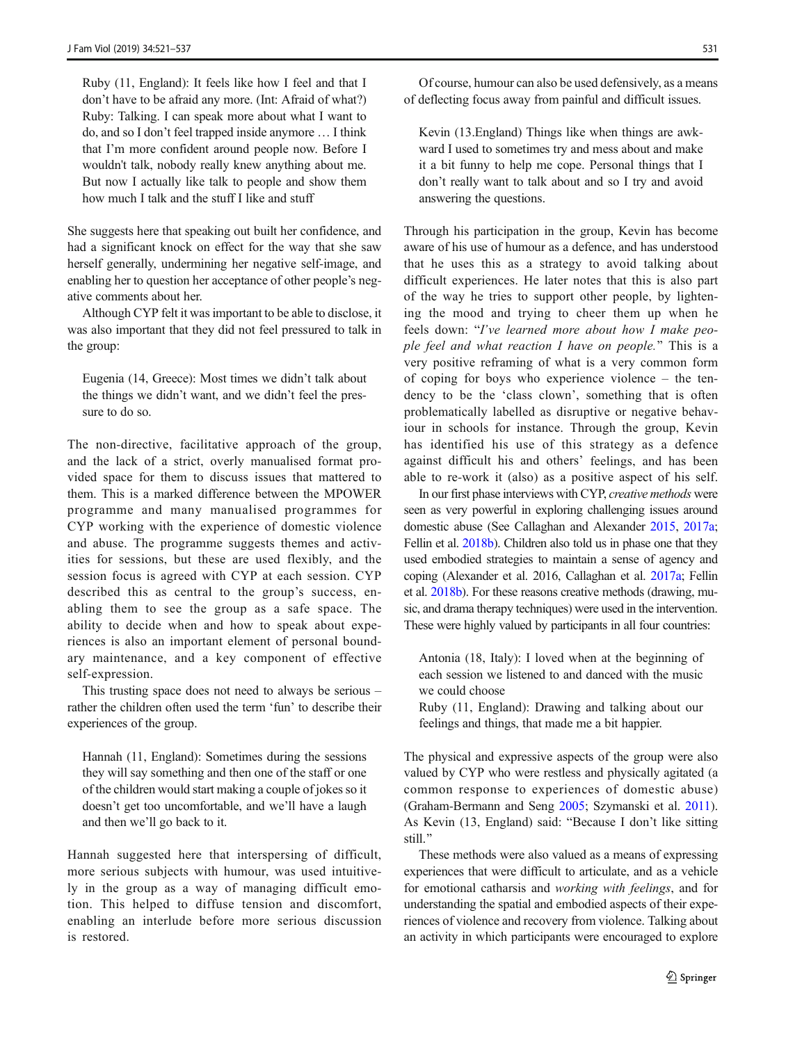Ruby (11, England): It feels like how I feel and that I don't have to be afraid any more. (Int: Afraid of what?) Ruby: Talking. I can speak more about what I want to do, and so I don't feel trapped inside anymore … I think that I'm more confident around people now. Before I wouldn't talk, nobody really knew anything about me. But now I actually like talk to people and show them how much I talk and the stuff I like and stuff

She suggests here that speaking out built her confidence, and had a significant knock on effect for the way that she saw herself generally, undermining her negative self-image, and enabling her to question her acceptance of other people's negative comments about her.

Although CYP felt it was important to be able to disclose, it was also important that they did not feel pressured to talk in the group:

Eugenia (14, Greece): Most times we didn't talk about the things we didn't want, and we didn't feel the pressure to do so.

The non-directive, facilitative approach of the group, and the lack of a strict, overly manualised format provided space for them to discuss issues that mattered to them. This is a marked difference between the MPOWER programme and many manualised programmes for CYP working with the experience of domestic violence and abuse. The programme suggests themes and activities for sessions, but these are used flexibly, and the session focus is agreed with CYP at each session. CYP described this as central to the group's success, enabling them to see the group as a safe space. The ability to decide when and how to speak about experiences is also an important element of personal boundary maintenance, and a key component of effective self-expression.

This trusting space does not need to always be serious – rather the children often used the term 'fun' to describe their experiences of the group.

Hannah (11, England): Sometimes during the sessions they will say something and then one of the staff or one of the children would start making a couple of jokes so it doesn't get too uncomfortable, and we'll have a laugh and then we'll go back to it.

Hannah suggested here that interspersing of difficult, more serious subjects with humour, was used intuitively in the group as a way of managing difficult emotion. This helped to diffuse tension and discomfort, enabling an interlude before more serious discussion is restored.

Of course, humour can also be used defensively, as a means of deflecting focus away from painful and difficult issues.

Kevin (13.England) Things like when things are awkward I used to sometimes try and mess about and make it a bit funny to help me cope. Personal things that I don't really want to talk about and so I try and avoid answering the questions.

Through his participation in the group, Kevin has become aware of his use of humour as a defence, and has understood that he uses this as a strategy to avoid talking about difficult experiences. He later notes that this is also part of the way he tries to support other people, by lightening the mood and trying to cheer them up when he feels down: "*I've learned more about how I make people feel and what reaction I have on people.*" This is a very positive reframing of what is a very common form of coping for boys who experience violence – the tendency to be the 'class clown', something that is often problematically labelled as disruptive or negative behaviour in schools for instance. Through the group, Kevin has identified his use of this strategy as a defence against difficult his and others' feelings, and has been able to re-work it (also) as a positive aspect of his self.

In our first phase interviews with CYP, *creative methods* were seen as very powerful in exploring challenging issues around domestic abuse (See Callaghan and Alexander 2015, 2017a; Fellin et al. 2018b). Children also told us in phase one that they used embodied strategies to maintain a sense of agency and coping (Alexander et al. 2016, Callaghan et al. 2017a; Fellin et al. 2018b). For these reasons creative methods (drawing, music, and drama therapy techniques) were used in the intervention. These were highly valued by participants in all four countries:

Antonia (18, Italy): I loved when at the beginning of each session we listened to and danced with the music we could choose

Ruby (11, England): Drawing and talking about our feelings and things, that made me a bit happier.

The physical and expressive aspects of the group were also valued by CYP who were restless and physically agitated (a common response to experiences of domestic abuse) (Graham-Bermann and Seng 2005; Szymanski et al. 2011). As Kevin (13, England) said: "Because I don't like sitting still."

These methods were also valued as a means of expressing experiences that were difficult to articulate, and as a vehicle for emotional catharsis and *working with feelings*, and for understanding the spatial and embodied aspects of their experiences of violence and recovery from violence. Talking about an activity in which participants were encouraged to explore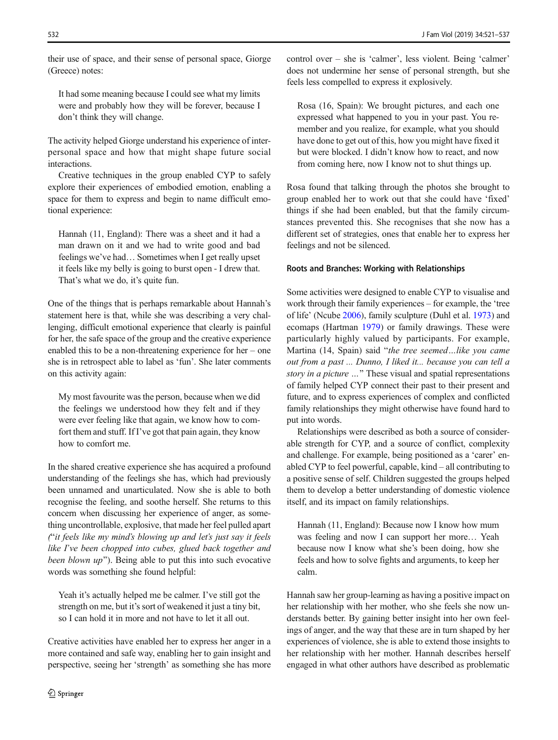their use of space, and their sense of personal space, Giorge (Greece) notes:

> It had some meaning because I could see what my limits were and probably how they will be forever, because I don't think they will change.

The activity helped Giorge understand his experience of interpersonal space and how that might shape future social interactions.

Creative techniques in the group enabled CYP to safely explore their experiences of embodied emotion, enabling a space for them to express and begin to name difficult emotional experience:

> Hannah (11, England): There was a sheet and it had a man drawn on it and we had to write good and bad feelings we've had… Sometimes when I get really upset it feels like my belly is going to burst open - I drew that. That's what we do, it's quite fun.

One of the things that is perhaps remarkable about Hannah's statement here is that, while she was describing a very challenging, difficult emotional experience that clearly is painful for her, the safe space of the group and the creative experience enabled this to be a non-threatening experience for her – one she is in retrospect able to label as 'fun'. She later comments on this activity again:

> My most favourite was the person, because when we did the feelings we understood how they felt and if they were ever feeling like that again, we know how to comfort them and stuff. If I've got that pain again, they know how to comfort me.

In the shared creative experience she has acquired a profound understanding of the feelings she has, which had previously been unnamed and unarticulated. Now she is able to both recognise the feeling, and soothe herself. She returns to this concern when discussing her experience of anger, as something uncontrollable, explosive, that made her feel pulled apart ("*it feels like my mind's blowing up and let's just say it feels like I've been chopped into cubes, glued back together and been blown up*"). Being able to put this into such evocative words was something she found helpful:

> Yeah it's actually helped me be calmer. I've still got the strength on me, but it's sort of weakened it just a tiny bit, so I can hold it in more and not have to let it all out.

Creative activities have enabled her to express her anger in a more contained and safe way, enabling her to gain insight and perspective, seeing her 'strength' as something she has more control over – she is 'calmer', less violent. Being 'calmer' does not undermine her sense of personal strength, but she feels less compelled to express it explosively.

> Rosa (16, Spain): We brought pictures, and each one expressed what happened to you in your past. You remember and you realize, for example, what you should have done to get out of this, how you might have fixed it but were blocked. I didn't know how to react, and now from coming here, now I know not to shut things up.

Rosa found that talking through the photos she brought to group enabled her to work out that she could have 'fixed' things if she had been enabled, but that the family circumstances prevented this. She recognises that she now has a different set of strategies, ones that enable her to express her feelings and not be silenced.

### Roots and Branches: Working with Relationships

Some activities were designed to enable CYP to visualise and work through their family experiences – for example, the 'tree of life' (Ncube 2006), family sculpture (Duhl et al. 1973) and ecomaps (Hartman 1979) or family drawings. These were particularly highly valued by participants. For example, Martina (14, Spain) said "*the tree seemed…like you came out from a past ... Dunno, I liked it... because you can tell a story in a picture …*" These visual and spatial representations of family helped CYP connect their past to their present and future, and to express experiences of complex and conflicted family relationships they might otherwise have found hard to put into words.

Relationships were described as both a source of considerable strength for CYP, and a source of conflict, complexity and challenge. For example, being positioned as a 'carer' enabled CYP to feel powerful, capable, kind – all contributing to a positive sense of self. Children suggested the groups helped them to develop a better understanding of domestic violence itself, and its impact on family relationships.

> Hannah (11, England): Because now I know how mum was feeling and now I can support her more… Yeah because now I know what she's been doing, how she feels and how to solve fights and arguments, to keep her calm.

Hannah saw her group-learning as having a positive impact on her relationship with her mother, who she feels she now understands better. By gaining better insight into her own feelings of anger, and the way that these are in turn shaped by her experiences of violence, she is able to extend those insights to her relationship with her mother. Hannah describes herself engaged in what other authors have described as problematic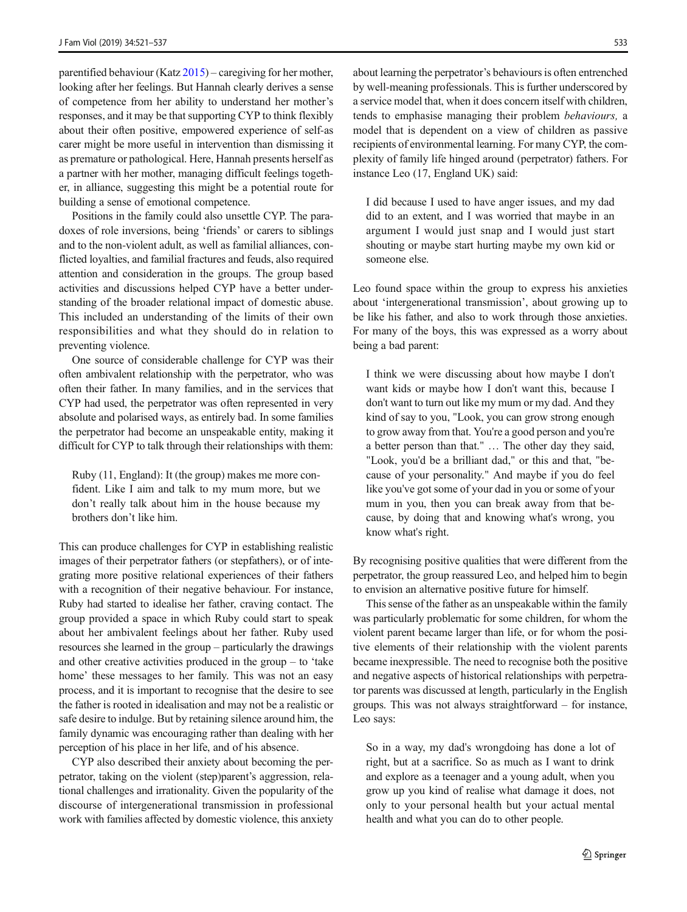parentified behaviour (Katz 2015) – caregiving for her mother, looking after her feelings. But Hannah clearly derives a sense of competence from her ability to understand her mother's responses, and it may be that supporting CYP to think flexibly about their often positive, empowered experience of self-as carer might be more useful in intervention than dismissing it as premature or pathological. Here, Hannah presents herself as a partner with her mother, managing difficult feelings together, in alliance, suggesting this might be a potential route for building a sense of emotional competence.

Positions in the family could also unsettle CYP. The paradoxes of role inversions, being 'friends' or carers to siblings and to the non-violent adult, as well as familial alliances, conflicted loyalties, and familial fractures and feuds, also required attention and consideration in the groups. The group based activities and discussions helped CYP have a better understanding of the broader relational impact of domestic abuse. This included an understanding of the limits of their own responsibilities and what they should do in relation to preventing violence.

One source of considerable challenge for CYP was their often ambivalent relationship with the perpetrator, who was often their father. In many families, and in the services that CYP had used, the perpetrator was often represented in very absolute and polarised ways, as entirely bad. In some families the perpetrator had become an unspeakable entity, making it difficult for CYP to talk through their relationships with them:

> Ruby (11, England): It (the group) makes me more confident. Like I aim and talk to my mum more, but we don't really talk about him in the house because my brothers don't like him.

This can produce challenges for CYP in establishing realistic images of their perpetrator fathers (or stepfathers), or of integrating more positive relational experiences of their fathers with a recognition of their negative behaviour. For instance, Ruby had started to idealise her father, craving contact. The group provided a space in which Ruby could start to speak about her ambivalent feelings about her father. Ruby used resources she learned in the group – particularly the drawings and other creative activities produced in the group – to 'take home' these messages to her family. This was not an easy process, and it is important to recognise that the desire to see the father is rooted in idealisation and may not be a realistic or safe desire to indulge. But by retaining silence around him, the family dynamic was encouraging rather than dealing with her perception of his place in her life, and of his absence.

CYP also described their anxiety about becoming the perpetrator, taking on the violent (step)parent's aggression, relational challenges and irrationality. Given the popularity of the discourse of intergenerational transmission in professional work with families affected by domestic violence, this anxiety about learning the perpetrator's behaviours is often entrenched by well-meaning professionals. This is further underscored by a service model that, when it does concern itself with children, tends to emphasise managing their problem *behaviours,* a model that is dependent on a view of children as passive recipients of environmental learning. For many CYP, the complexity of family life hinged around (perpetrator) fathers. For instance Leo (17, England UK) said:

> I did because I used to have anger issues, and my dad did to an extent, and I was worried that maybe in an argument I would just snap and I would just start shouting or maybe start hurting maybe my own kid or someone else.

Leo found space within the group to express his anxieties about 'intergenerational transmission', about growing up to be like his father, and also to work through those anxieties. For many of the boys, this was expressed as a worry about being a bad parent:

> I think we were discussing about how maybe I don't want kids or maybe how I don't want this, because I don't want to turn out like my mum or my dad. And they kind of say to you, "Look, you can grow strong enough to grow away from that. You're a good person and you're a better person than that." … The other day they said, "Look, you'd be a brilliant dad," or this and that, "because of your personality." And maybe if you do feel like you've got some of your dad in you or some of your mum in you, then you can break away from that because, by doing that and knowing what's wrong, you know what's right.

By recognising positive qualities that were different from the perpetrator, the group reassured Leo, and helped him to begin to envision an alternative positive future for himself.

This sense of the father as an unspeakable within the family was particularly problematic for some children, for whom the violent parent became larger than life, or for whom the positive elements of their relationship with the violent parents became inexpressible. The need to recognise both the positive and negative aspects of historical relationships with perpetrator parents was discussed at length, particularly in the English groups. This was not always straightforward – for instance, Leo says:

> So in a way, my dad's wrongdoing has done a lot of right, but at a sacrifice. So as much as I want to drink and explore as a teenager and a young adult, when you grow up you kind of realise what damage it does, not only to your personal health but your actual mental health and what you can do to other people.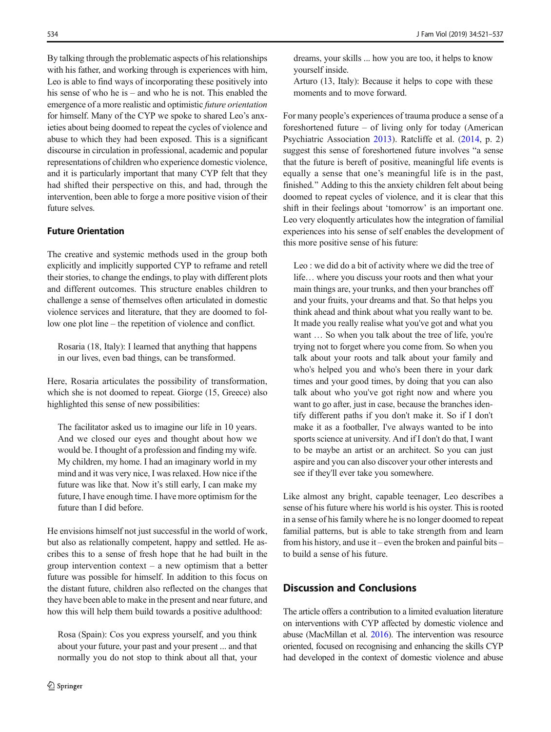By talking through the problematic aspects of his relationships with his father, and working through is experiences with him, Leo is able to find ways of incorporating these positively into his sense of who he is – and who he is not. This enabled the emergence of a more realistic and optimistic *future orientation* for himself. Many of the CYP we spoke to shared Leo's anxieties about being doomed to repeat the cycles of violence and abuse to which they had been exposed. This is a significant discourse in circulation in professional, academic and popular representations of children who experience domestic violence, and it is particularly important that many CYP felt that they had shifted their perspective on this, and had, through the intervention, been able to forge a more positive vision of their future selves.

### Future Orientation

The creative and systemic methods used in the group both explicitly and implicitly supported CYP to reframe and retell their stories, to change the endings, to play with different plots and different outcomes. This structure enables children to challenge a sense of themselves often articulated in domestic violence services and literature, that they are doomed to follow one plot line – the repetition of violence and conflict.

> Rosaria (18, Italy): I learned that anything that happens in our lives, even bad things, can be transformed.

Here, Rosaria articulates the possibility of transformation, which she is not doomed to repeat. Giorge (15, Greece) also highlighted this sense of new possibilities:

> The facilitator asked us to imagine our life in 10 years. And we closed our eyes and thought about how we would be. I thought of a profession and finding my wife. My children, my home. I had an imaginary world in my mind and it was very nice, I was relaxed. How nice if the future was like that. Now it's still early, I can make my future, I have enough time. I have more optimism for the future than I did before.

He envisions himself not just successful in the world of work, but also as relationally competent, happy and settled. He ascribes this to a sense of fresh hope that he had built in the group intervention context – a new optimism that a better future was possible for himself. In addition to this focus on the distant future, children also reflected on the changes that they have been able to make in the present and near future, and how this will help them build towards a positive adulthood:

> Rosa (Spain): Cos you express yourself, and you think about your future, your past and your present ... and that normally you do not stop to think about all that, your dreams, your skills ... how you are too, it helps to know yourself inside.
>
> Arturo (13, Italy): Because it helps to cope with these moments and to move forward.

For many people's experiences of trauma produce a sense of a foreshortened future – of living only for today (American Psychiatric Association 2013). Ratcliffe et al. (2014, p. 2) suggest this sense of foreshortened future involves "a sense that the future is bereft of positive, meaningful life events is equally a sense that one's meaningful life is in the past, finished." Adding to this the anxiety children felt about being doomed to repeat cycles of violence, and it is clear that this shift in their feelings about 'tomorrow' is an important one. Leo very eloquently articulates how the integration of familial experiences into his sense of self enables the development of this more positive sense of his future:

> Leo : we did do a bit of activity where we did the tree of life… where you discuss your roots and then what your main things are, your trunks, and then your branches off and your fruits, your dreams and that. So that helps you think ahead and think about what you really want to be. It made you really realise what you've got and what you want … So when you talk about the tree of life, you're trying not to forget where you come from. So when you talk about your roots and talk about your family and who's helped you and who's been there in your dark times and your good times, by doing that you can also talk about who you've got right now and where you want to go after, just in case, because the branches identify different paths if you don't make it. So if I don't make it as a footballer, I've always wanted to be into sports science at university. And if I don't do that, I want to be maybe an artist or an architect. So you can just aspire and you can also discover your other interests and see if they'll ever take you somewhere.

Like almost any bright, capable teenager, Leo describes a sense of his future where his world is his oyster. This is rooted in a sense of his family where he is no longer doomed to repeat familial patterns, but is able to take strength from and learn from his history, and use it – even the broken and painful bits – to build a sense of his future.

## Discussion and Conclusions

The article offers a contribution to a limited evaluation literature on interventions with CYP affected by domestic violence and abuse (MacMillan et al. 2016). The intervention was resource oriented, focused on recognising and enhancing the skills CYP had developed in the context of domestic violence and abuse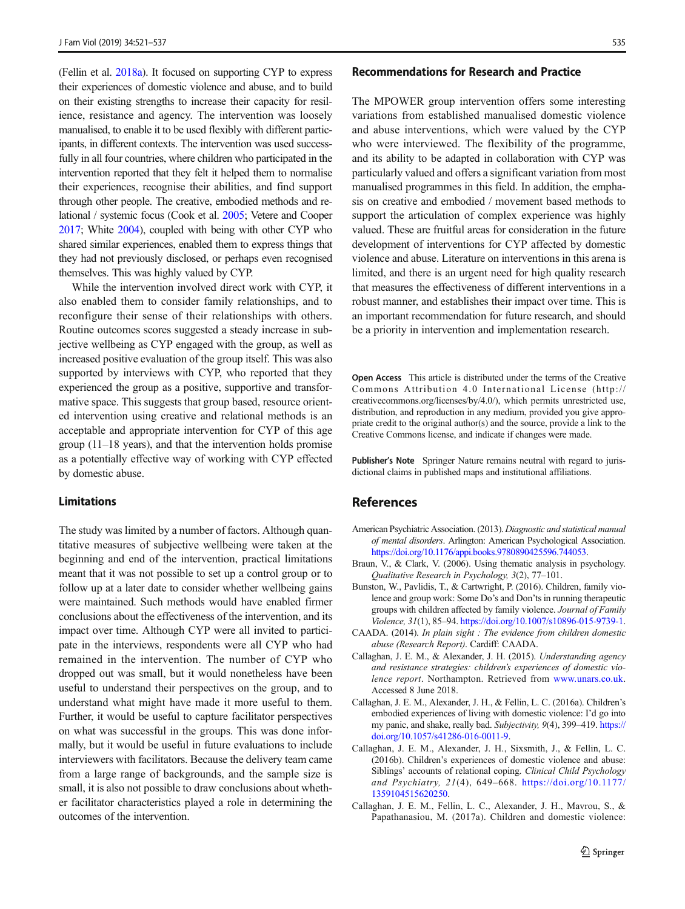(Fellin et al. 2018a). It focused on supporting CYP to express their experiences of domestic violence and abuse, and to build on their existing strengths to increase their capacity for resilience, resistance and agency. The intervention was loosely manualised, to enable it to be used flexibly with different participants, in different contexts. The intervention was used successfully in all four countries, where children who participated in the intervention reported that they felt it helped them to normalise their experiences, recognise their abilities, and find support through other people. The creative, embodied methods and relational / systemic focus (Cook et al. 2005; Vetere and Cooper 2017; White 2004), coupled with being with other CYP who shared similar experiences, enabled them to express things that they had not previously disclosed, or perhaps even recognised themselves. This was highly valued by CYP.

While the intervention involved direct work with CYP, it also enabled them to consider family relationships, and to reconfigure their sense of their relationships with others. Routine outcomes scores suggested a steady increase in subjective wellbeing as CYP engaged with the group, as well as increased positive evaluation of the group itself. This was also supported by interviews with CYP, who reported that they experienced the group as a positive, supportive and transformative space. This suggests that group based, resource oriented intervention using creative and relational methods is an acceptable and appropriate intervention for CYP of this age group (11–18 years), and that the intervention holds promise as a potentially effective way of working with CYP effected by domestic abuse.

## Limitations

The study was limited by a number of factors. Although quantitative measures of subjective wellbeing were taken at the beginning and end of the intervention, practical limitations meant that it was not possible to set up a control group or to follow up at a later date to consider whether wellbeing gains were maintained. Such methods would have enabled firmer conclusions about the effectiveness of the intervention, and its impact over time. Although CYP were all invited to participate in the interviews, respondents were all CYP who had remained in the intervention. The number of CYP who dropped out was small, but it would nonetheless have been useful to understand their perspectives on the group, and to understand what might have made it more useful to them. Further, it would be useful to capture facilitator perspectives on what was successful in the groups. This was done informally, but it would be useful in future evaluations to include interviewers with facilitators. Because the delivery team came from a large range of backgrounds, and the sample size is small, it is also not possible to draw conclusions about whether facilitator characteristics played a role in determining the outcomes of the intervention.

## Recommendations for Research and Practice

The MPOWER group intervention offers some interesting variations from established manualised domestic violence and abuse interventions, which were valued by the CYP who were interviewed. The flexibility of the programme, and its ability to be adapted in collaboration with CYP was particularly valued and offers a significant variation from most manualised programmes in this field. In addition, the emphasis on creative and embodied / movement based methods to support the articulation of complex experience was highly valued. These are fruitful areas for consideration in the future development of interventions for CYP affected by domestic violence and abuse. Literature on interventions in this arena is limited, and there is an urgent need for high quality research that measures the effectiveness of different interventions in a robust manner, and establishes their impact over time. This is an important recommendation for future research, and should be a priority in intervention and implementation research.

**Open Access** This article is distributed under the terms of the Creative Commons Attribution 4.0 International License (http://creativecommons.org/licenses/by/4.0/), which permits unrestricted use, distribution, and reproduction in any medium, provided you give appropriate credit to the original author(s) and the source, provide a link to the Creative Commons license, and indicate if changes were made.

**Publisher's Note** Springer Nature remains neutral with regard to jurisdictional claims in published maps and institutional affiliations.

## References

American Psychiatric Association. (2013). *Diagnostic and statistical manual of mental disorders*. Arlington: American Psychological Association. https://doi.org/10.1176/appi.books.9780890425596.744053.

Braun, V., & Clark, V. (2006). Using thematic analysis in psychology. *Qualitative Research in Psychology, 3*(2), 77–101.

Bunston, W., Pavlidis, T., & Cartwright, P. (2016). Children, family violence and group work: Some Do's and Don'ts in running therapeutic groups with children affected by family violence. *Journal of Family Violence, 31*(1), 85–94. https://doi.org/10.1007/s10896-015-9739-1.

CAADA. (2014). *In plain sight : The evidence from children domestic abuse (Research Report)*. Cardiff: CAADA.

Callaghan, J. E. M., & Alexander, J. H. (2015). *Understanding agency and resistance strategies: children's experiences of domestic violence report*. Northampton. Retrieved from www.unars.co.uk. Accessed 8 June 2018.

Callaghan, J. E. M., Alexander, J. H., & Fellin, L. C. (2016a). Children's embodied experiences of living with domestic violence: I'd go into my panic, and shake, really bad. *Subjectivity, 9*(4), 399–419. https://doi.org/10.1057/s41286-016-0011-9.

Callaghan, J. E. M., Alexander, J. H., Sixsmith, J., & Fellin, L. C. (2016b). Children's experiences of domestic violence and abuse: Siblings' accounts of relational coping. *Clinical Child Psychology and Psychiatry, 21*(4), 649–668. https://doi.org/10.1177/1359104515620250.

Callaghan, J. E. M., Fellin, L. C., Alexander, J. H., Mavrou, S., & Papathanasiou, M. (2017a). Children and domestic violence: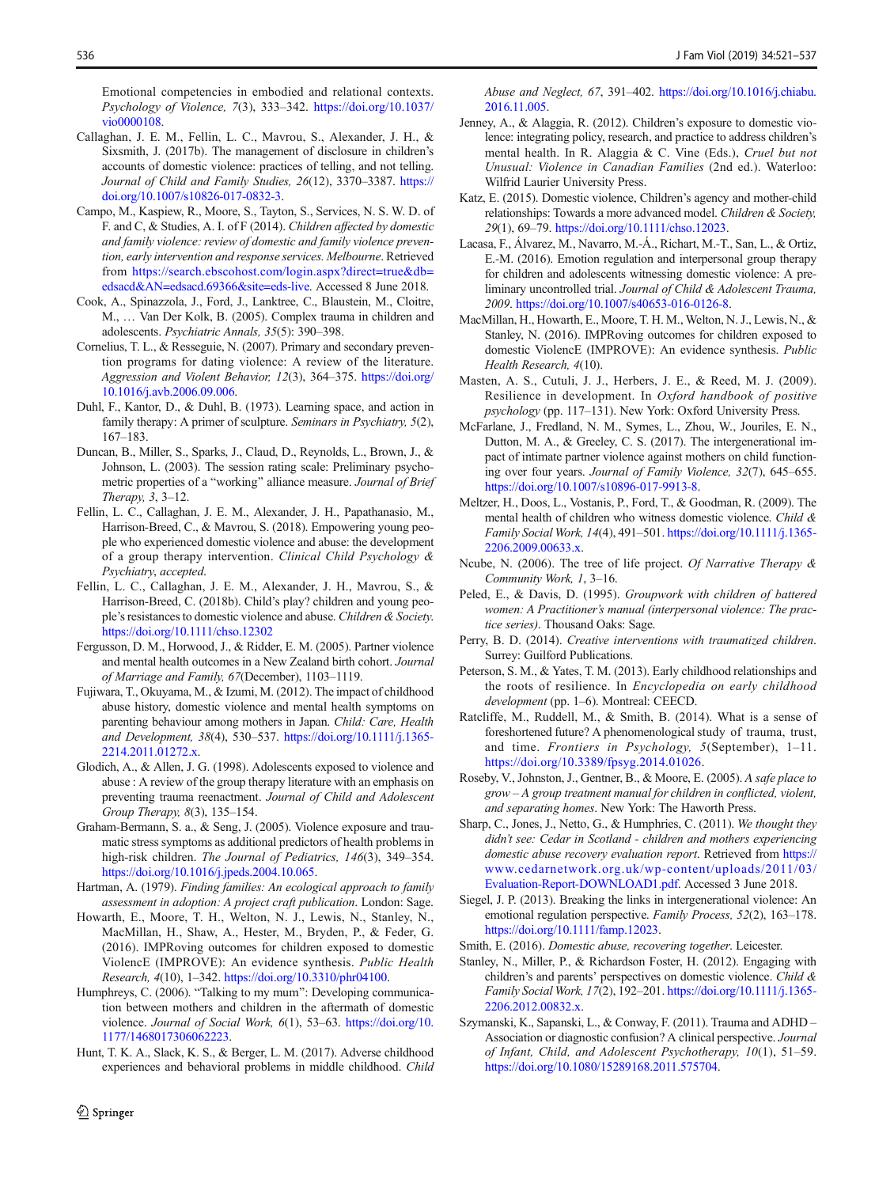Emotional competencies in embodied and relational contexts. *Psychology of Violence, 7*(3), 333–342. https://doi.org/10.1037/vio0000108.

Callaghan, J. E. M., Fellin, L. C., Mavrou, S., Alexander, J. H., & Sixsmith, J. (2017b). The management of disclosure in children's accounts of domestic violence: practices of telling, and not telling. *Journal of Child and Family Studies, 26*(12), 3370–3387. https://doi.org/10.1007/s10826-017-0832-3.

Campo, M., Kaspiew, R., Moore, S., Tayton, S., Services, N. S. W. D. of F. and C, & Studies, A. I. of F (2014). *Children affected by domestic and family violence: review of domestic and family violence prevention, early intervention and response services. Melbourne*. Retrieved from https://search.ebscohost.com/login.aspx?direct=true&db=edsacd&AN=edsacd.69366&site=eds-live. Accessed 8 June 2018.

Cook, A., Spinazzola, J., Ford, J., Lanktree, C., Blaustein, M., Cloitre, M., … Van Der Kolk, B. (2005). Complex trauma in children and adolescents. *Psychiatric Annals, 35*(5): 390–398.

Cornelius, T. L., & Resseguie, N. (2007). Primary and secondary prevention programs for dating violence: A review of the literature. *Aggression and Violent Behavior, 12*(3), 364–375. https://doi.org/10.1016/j.avb.2006.09.006.

Duhl, F., Kantor, D., & Duhl, B. (1973). Learning space, and action in family therapy: A primer of sculpture. *Seminars in Psychiatry, 5*(2), 167–183.

Duncan, B., Miller, S., Sparks, J., Claud, D., Reynolds, L., Brown, J., & Johnson, L. (2003). The session rating scale: Preliminary psychometric properties of a "working" alliance measure. *Journal of Brief Therapy, 3*, 3–12.

Fellin, L. C., Callaghan, J. E. M., Alexander, J. H., Papathanasio, M., Harrison-Breed, C., & Mavrou, S. (2018). Empowering young people who experienced domestic violence and abuse: the development of a group therapy intervention. *Clinical Child Psychology & Psychiatry, accepted*.

Fellin, L. C., Callaghan, J. E. M., Alexander, J. H., Mavrou, S., & Harrison-Breed, C. (2018b). Child's play? children and young people's resistances to domestic violence and abuse. *Children & Society*. https://doi.org/10.1111/chso.12302

Fergusson, D. M., Horwood, J., & Ridder, E. M. (2005). Partner violence and mental health outcomes in a New Zealand birth cohort. *Journal of Marriage and Family, 67*(December), 1103–1119.

Fujiwara, T., Okuyama, M., & Izumi, M. (2012). The impact of childhood abuse history, domestic violence and mental health symptoms on parenting behaviour among mothers in Japan. *Child: Care, Health and Development, 38*(4), 530–537. https://doi.org/10.1111/j.1365-2214.2011.01272.x.

Glodich, A., & Allen, J. G. (1998). Adolescents exposed to violence and abuse : A review of the group therapy literature with an emphasis on preventing trauma reenactment. *Journal of Child and Adolescent Group Therapy, 8*(3), 135–154.

Graham-Bermann, S. a., & Seng, J. (2005). Violence exposure and traumatic stress symptoms as additional predictors of health problems in high-risk children. *The Journal of Pediatrics, 146*(3), 349–354. https://doi.org/10.1016/j.jpeds.2004.10.065.

Hartman, A. (1979). *Finding families: An ecological approach to family assessment in adoption: A project craft publication*. London: Sage.

Howarth, E., Moore, T. H., Welton, N. J., Lewis, N., Stanley, N., MacMillan, H., Shaw, A., Hester, M., Bryden, P., & Feder, G. (2016). IMPRoving outcomes for children exposed to domestic ViolencE (IMPROVE): An evidence synthesis. *Public Health Research, 4*(10), 1–342. https://doi.org/10.3310/phr04100.

Humphreys, C. (2006). "Talking to my mum": Developing communication between mothers and children in the aftermath of domestic violence. *Journal of Social Work, 6*(1), 53–63. https://doi.org/10.1177/1468017306062223.

Hunt, T. K. A., Slack, K. S., & Berger, L. M. (2017). Adverse childhood experiences and behavioral problems in middle childhood. *Child Abuse and Neglect, 67*, 391–402. https://doi.org/10.1016/j.chiabu.2016.11.005.

Jenney, A., & Alaggia, R. (2012). Children's exposure to domestic violence: integrating policy, research, and practice to address children's mental health. In R. Alaggia & C. Vine (Eds.), *Cruel but not Unusual: Violence in Canadian Families* (2nd ed.). Waterloo: Wilfrid Laurier University Press.

Katz, E. (2015). Domestic violence, Children's agency and mother-child relationships: Towards a more advanced model. *Children & Society, 29*(1), 69–79. https://doi.org/10.1111/chso.12023.

Lacasa, F., Álvarez, M., Navarro, M.-Á., Richart, M.-T., San, L., & Ortiz, E.-M. (2016). Emotion regulation and interpersonal group therapy for children and adolescents witnessing domestic violence: A preliminary uncontrolled trial. *Journal of Child & Adolescent Trauma, 2009*. https://doi.org/10.1007/s40653-016-0126-8.

MacMillan, H., Howarth, E., Moore, T. H. M., Welton, N. J., Lewis, N., & Stanley, N. (2016). IMPRoving outcomes for children exposed to domestic ViolencE (IMPROVE): An evidence synthesis. *Public Health Research, 4*(10).

Masten, A. S., Cutuli, J. J., Herbers, J. E., & Reed, M. J. (2009). Resilience in development. In *Oxford handbook of positive psychology* (pp. 117–131). New York: Oxford University Press.

McFarlane, J., Fredland, N. M., Symes, L., Zhou, W., Jouriles, E. N., Dutton, M. A., & Greeley, C. S. (2017). The intergenerational impact of intimate partner violence against mothers on child functioning over four years. *Journal of Family Violence, 32*(7), 645–655. https://doi.org/10.1007/s10896-017-9913-8.

Meltzer, H., Doos, L., Vostanis, P., Ford, T., & Goodman, R. (2009). The mental health of children who witness domestic violence. *Child & Family Social Work, 14*(4), 491–501. https://doi.org/10.1111/j.1365-2206.2009.00633.x.

Ncube, N. (2006). The tree of life project. *Of Narrative Therapy & Community Work, 1*, 3–16.

Peled, E., & Davis, D. (1995). *Groupwork with children of battered women: A Practitioner's manual (interpersonal violence: The practice series)*. Thousand Oaks: Sage.

Perry, B. D. (2014). *Creative interventions with traumatized children*. Surrey: Guilford Publications.

Peterson, S. M., & Yates, T. M. (2013). Early childhood relationships and the roots of resilience. In *Encyclopedia on early childhood development* (pp. 1–6). Montreal: CEECD.

Ratcliffe, M., Ruddell, M., & Smith, B. (2014). What is a sense of foreshortened future? A phenomenological study of trauma, trust, and time. *Frontiers in Psychology, 5*(September), 1–11. https://doi.org/10.3389/fpsyg.2014.01026.

Roseby, V., Johnston, J., Gentner, B., & Moore, E. (2005). *A safe place to grow – A group treatment manual for children in conflicted, violent, and separating homes*. New York: The Haworth Press.

Sharp, C., Jones, J., Netto, G., & Humphries, C. (2011). *We thought they didn't see: Cedar in Scotland - children and mothers experiencing domestic abuse recovery evaluation report*. Retrieved from https://www.cedarnetwork.org.uk/wp-content/uploads/2011/03/Evaluation-Report-DOWNLOAD1.pdf. Accessed 3 June 2018.

Siegel, J. P. (2013). Breaking the links in intergenerational violence: An emotional regulation perspective. *Family Process, 52*(2), 163–178. https://doi.org/10.1111/famp.12023.

Smith, E. (2016). *Domestic abuse, recovering together*. Leicester.

Stanley, N., Miller, P., & Richardson Foster, H. (2012). Engaging with children's and parents' perspectives on domestic violence. *Child & Family Social Work, 17*(2), 192–201. https://doi.org/10.1111/j.1365-2206.2012.00832.x.

Szymanski, K., Sapanski, L., & Conway, F. (2011). Trauma and ADHD – Association or diagnostic confusion? A clinical perspective. *Journal of Infant, Child, and Adolescent Psychotherapy, 10*(1), 51–59. https://doi.org/10.1080/15289168.2011.575704.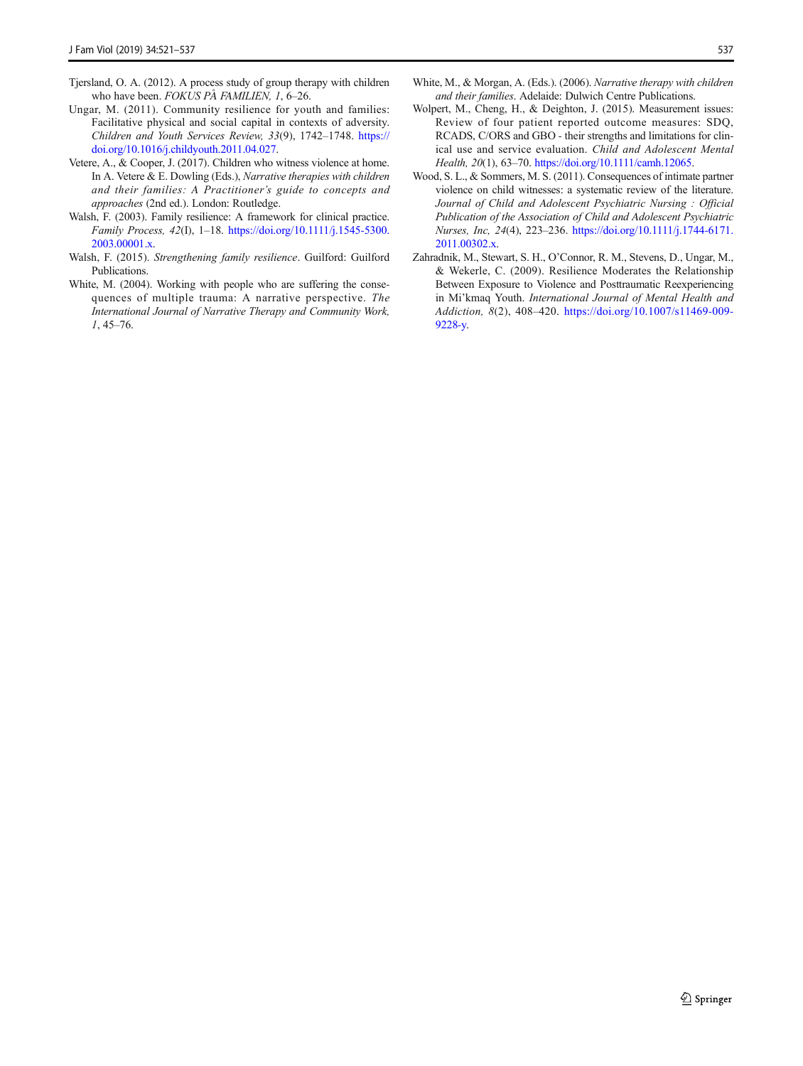Tjersland, O. A. (2012). A process study of group therapy with children who have been. *FOKUS PÅ FAMILIEN, 1*, 6–26.

Ungar, M. (2011). Community resilience for youth and families: Facilitative physical and social capital in contexts of adversity. *Children and Youth Services Review, 33*(9), 1742–1748. https://doi.org/10.1016/j.childyouth.2011.04.027.

Vetere, A., & Cooper, J. (2017). Children who witness violence at home. In A. Vetere & E. Dowling (Eds.), *Narrative therapies with children and their families: A Practitioner's guide to concepts and approaches* (2nd ed.). London: Routledge.

Walsh, F. (2003). Family resilience: A framework for clinical practice. *Family Process, 42*(I), 1–18. https://doi.org/10.1111/j.1545-5300.2003.00001.x.

Walsh, F. (2015). *Strengthening family resilience*. Guilford: Guilford Publications.

White, M. (2004). Working with people who are suffering the consequences of multiple trauma: A narrative perspective. *The International Journal of Narrative Therapy and Community Work, 1*, 45–76.

White, M., & Morgan, A. (Eds.). (2006). *Narrative therapy with children and their families*. Adelaide: Dulwich Centre Publications.

Wolpert, M., Cheng, H., & Deighton, J. (2015). Measurement issues: Review of four patient reported outcome measures: SDQ, RCADS, C/ORS and GBO - their strengths and limitations for clinical use and service evaluation. *Child and Adolescent Mental Health, 20*(1), 63–70. https://doi.org/10.1111/camh.12065.

Wood, S. L., & Sommers, M. S. (2011). Consequences of intimate partner violence on child witnesses: a systematic review of the literature. *Journal of Child and Adolescent Psychiatric Nursing : Official Publication of the Association of Child and Adolescent Psychiatric Nurses, Inc, 24*(4), 223–236. https://doi.org/10.1111/j.1744-6171.2011.00302.x.

Zahradnik, M., Stewart, S. H., O'Connor, R. M., Stevens, D., Ungar, M., & Wekerle, C. (2009). Resilience Moderates the Relationship Between Exposure to Violence and Posttraumatic Reexperiencing in Mi'kmaq Youth. *International Journal of Mental Health and Addiction, 8*(2), 408–420. https://doi.org/10.1007/s11469-009-9228-y.